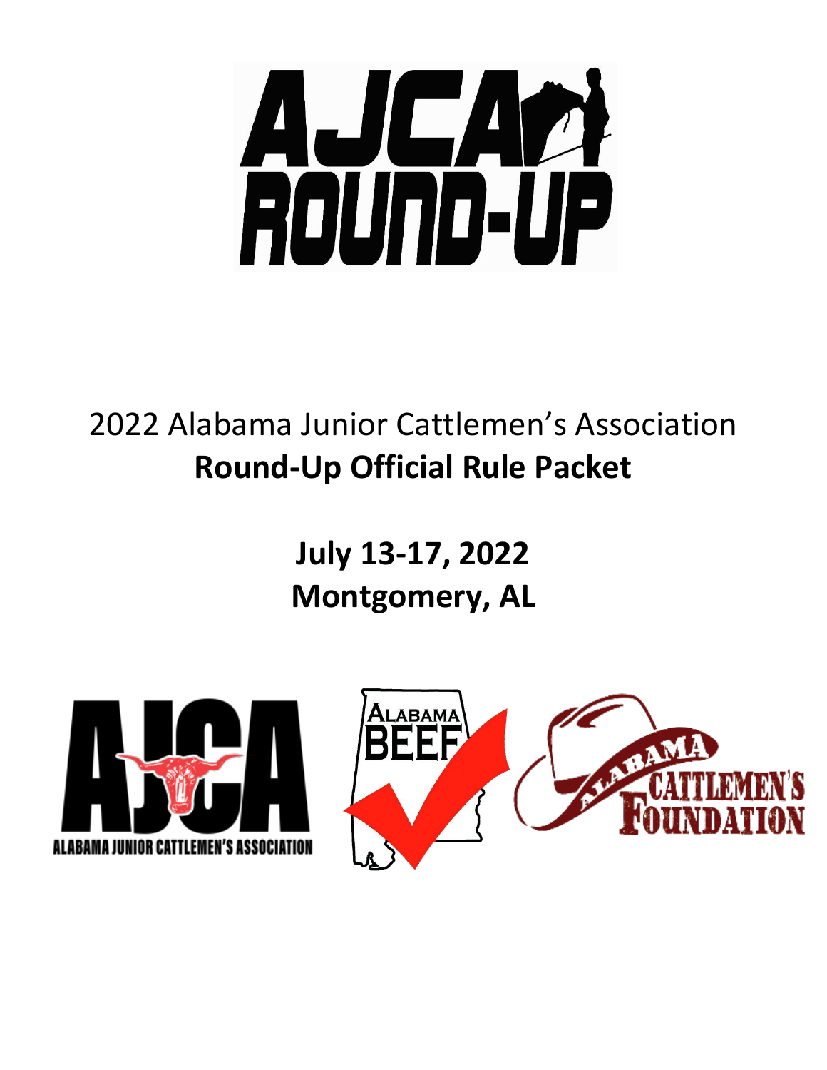# AJCA ROUND-UP

2022 Alabama Junior Cattlemen's Association
**Round-Up Official Rule Packet**

**July 13-17, 2022**
**Montgomery, AL**

ALABAMA JUNIOR CATTLEMEN'S ASSOCIATION

ALABAMA BEEF

ALABAMA CATTLEMEN'S FOUNDATION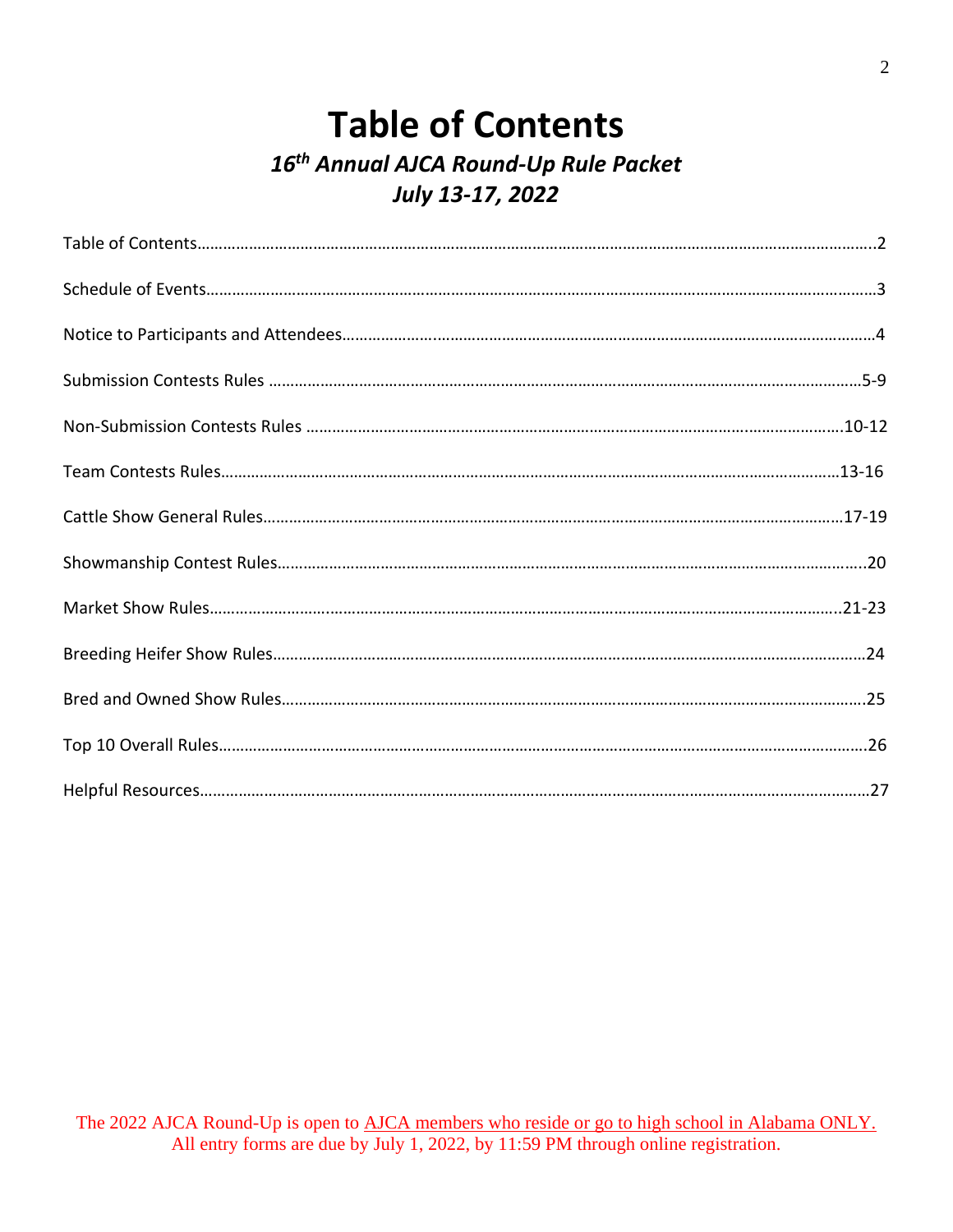# Table of Contents

## *16th Annual AJCA Round-Up Rule Packet*

## *July 13-17, 2022*

Table of Contents……………………………………………………………………………………………………………………………….2

Schedule of Events…………………………………………………………………………………………………………………………….3

Notice to Participants and Attendees……………………………………………………………………………………………….4

Submission Contests Rules ………………………………………………………………………………………………………………5-9

Non-Submission Contests Rules ……………………………………………………………………………………………………10-12

Team Contests Rules………………………………………………………………………………………………………………………13-16

Cattle Show General Rules……………………………………………………………………………………………………………17-19

Showmanship Contest Rules…………………………………………………………………………………………………………….20

Market Show Rules…………………………………………………………………………………………………………………………..21-23

Breeding Heifer Show Rules…………………………………………………………………………………………………………….24

Bred and Owned Show Rules……………………………………………………………………………………………………………25

Top 10 Overall Rules…………………………………………………………………………………………………………………………26

Helpful Resources……………………………………………………………………………………………………………………………27

The 2022 AJCA Round-Up is open to AJCA members who reside or go to high school in Alabama ONLY.
All entry forms are due by July 1, 2022, by 11:59 PM through online registration.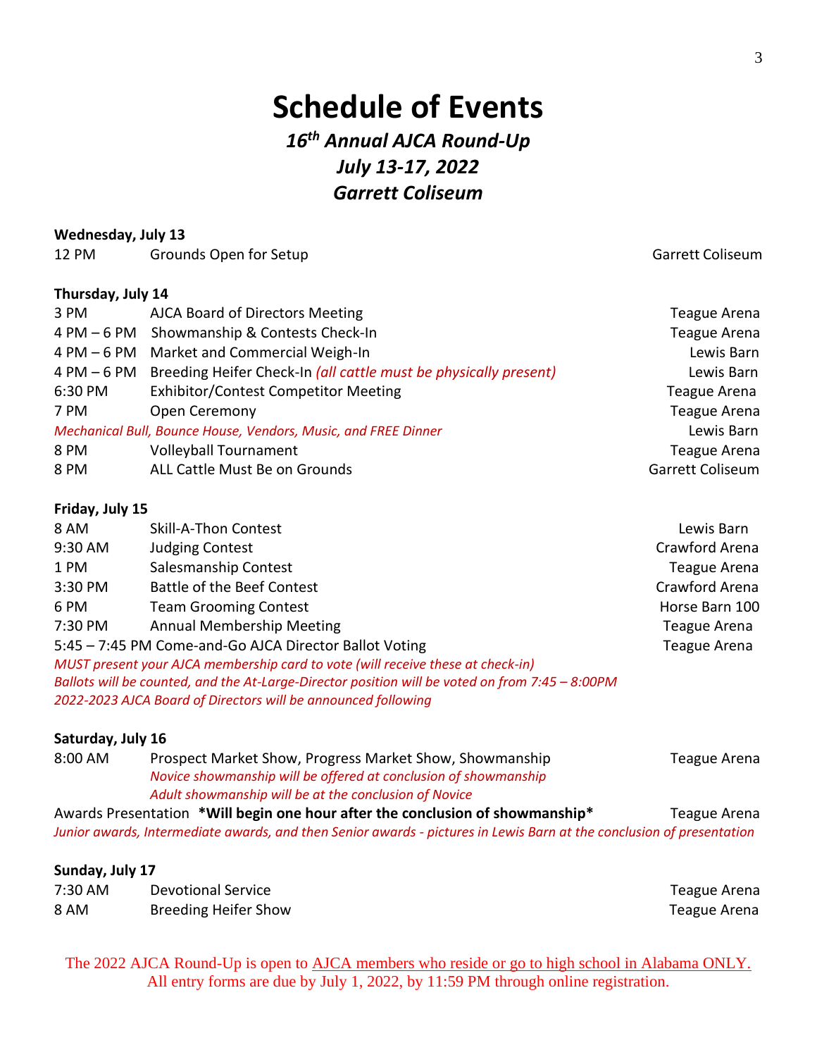# Schedule of Events

## *16th Annual AJCA Round-Up*
## *July 13-17, 2022*
## *Garrett Coliseum*

**Wednesday, July 13**

| | | |
|---|---|---|
| 12 PM | Grounds Open for Setup | Garrett Coliseum |

**Thursday, July 14**

| | | |
|---|---|---|
| 3 PM | AJCA Board of Directors Meeting | Teague Arena |
| 4 PM – 6 PM | Showmanship & Contests Check-In | Teague Arena |
| 4 PM – 6 PM | Market and Commercial Weigh-In | Lewis Barn |
| 4 PM – 6 PM | Breeding Heifer Check-In *(all cattle must be physically present)* | Lewis Barn |
| 6:30 PM | Exhibitor/Contest Competitor Meeting | Teague Arena |
| 7 PM | Open Ceremony | Teague Arena |
| *Mechanical Bull, Bounce House, Vendors, Music, and FREE Dinner* | | Lewis Barn |
| 8 PM | Volleyball Tournament | Teague Arena |
| 8 PM | ALL Cattle Must Be on Grounds | Garrett Coliseum |

**Friday, July 15**

| | | |
|---|---|---|
| 8 AM | Skill-A-Thon Contest | Lewis Barn |
| 9:30 AM | Judging Contest | Crawford Arena |
| 1 PM | Salesmanship Contest | Teague Arena |
| 3:30 PM | Battle of the Beef Contest | Crawford Arena |
| 6 PM | Team Grooming Contest | Horse Barn 100 |
| 7:30 PM | Annual Membership Meeting | Teague Arena |
| 5:45 – 7:45 PM | Come-and-Go AJCA Director Ballot Voting | Teague Arena |

*MUST present your AJCA membership card to vote (will receive these at check-in)*
*Ballots will be counted, and the At-Large-Director position will be voted on from 7:45 – 8:00PM*
*2022-2023 AJCA Board of Directors will be announced following*

**Saturday, July 16**

| | | |
|---|---|---|
| 8:00 AM | Prospect Market Show, Progress Market Show, Showmanship<br>*Novice showmanship will be offered at conclusion of showmanship*<br>*Adult showmanship will be at the conclusion of Novice* | Teague Arena |
| Awards Presentation | **\*Will begin one hour after the conclusion of showmanship\*** | Teague Arena |

*Junior awards, Intermediate awards, and then Senior awards - pictures in Lewis Barn at the conclusion of presentation*

**Sunday, July 17**

| | | |
|---|---|---|
| 7:30 AM | Devotional Service | Teague Arena |
| 8 AM | Breeding Heifer Show | Teague Arena |

The 2022 AJCA Round-Up is open to <u>AJCA members who reside or go to high school in Alabama ONLY.</u>
All entry forms are due by July 1, 2022, by 11:59 PM through online registration.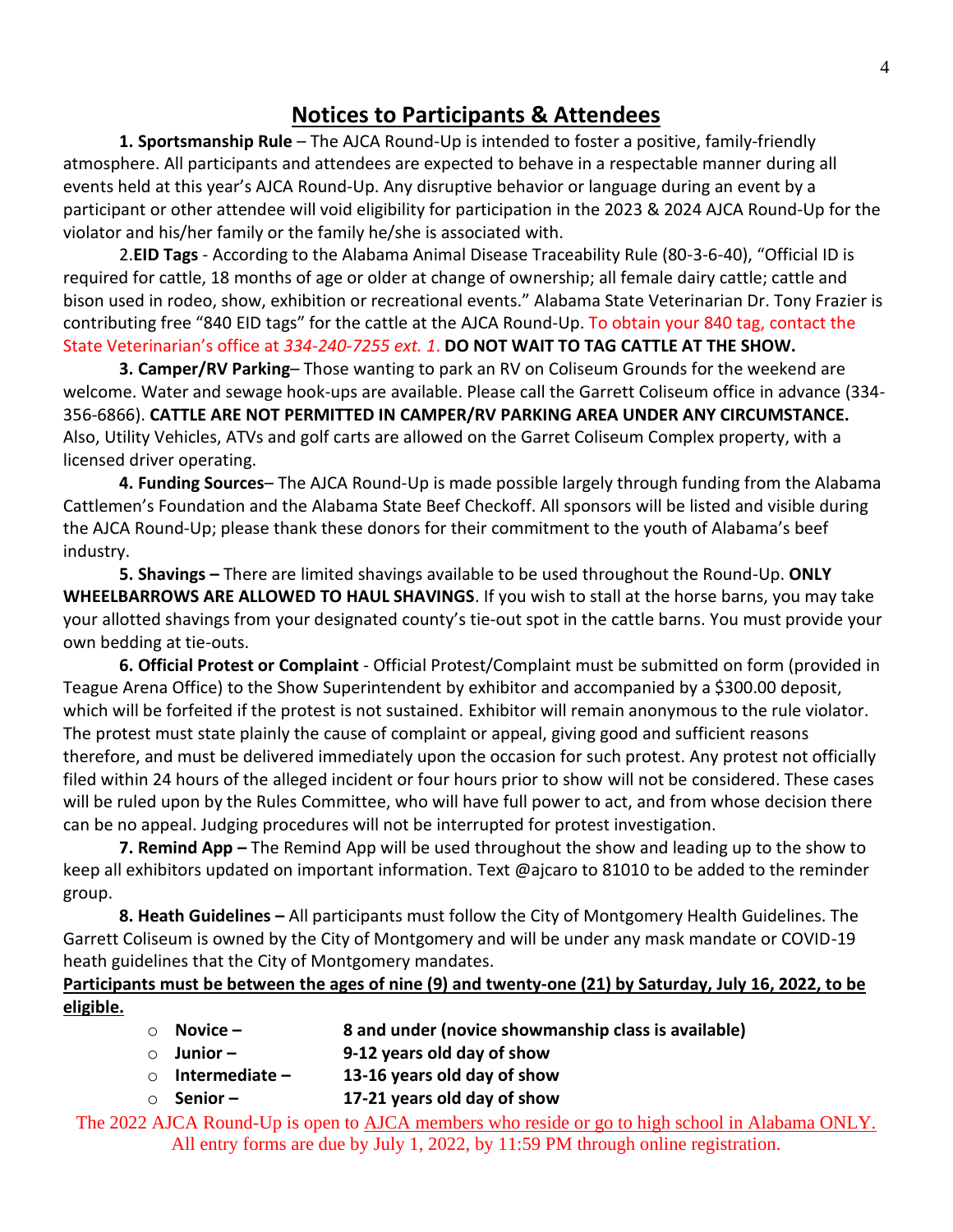# Notices to Participants & Attendees

**1. Sportsmanship Rule** – The AJCA Round-Up is intended to foster a positive, family-friendly atmosphere. All participants and attendees are expected to behave in a respectable manner during all events held at this year's AJCA Round-Up. Any disruptive behavior or language during an event by a participant or other attendee will void eligibility for participation in the 2023 & 2024 AJCA Round-Up for the violator and his/her family or the family he/she is associated with.

2.**EID Tags** - According to the Alabama Animal Disease Traceability Rule (80-3-6-40), "Official ID is required for cattle, 18 months of age or older at change of ownership; all female dairy cattle; cattle and bison used in rodeo, show, exhibition or recreational events." Alabama State Veterinarian Dr. Tony Frazier is contributing free "840 EID tags" for the cattle at the AJCA Round-Up. To obtain your 840 tag, contact the State Veterinarian's office at *334-240-7255 ext. 1*. **DO NOT WAIT TO TAG CATTLE AT THE SHOW.**

**3. Camper/RV Parking**– Those wanting to park an RV on Coliseum Grounds for the weekend are welcome. Water and sewage hook-ups are available. Please call the Garrett Coliseum office in advance (334-356-6866). **CATTLE ARE NOT PERMITTED IN CAMPER/RV PARKING AREA UNDER ANY CIRCUMSTANCE.** Also, Utility Vehicles, ATVs and golf carts are allowed on the Garret Coliseum Complex property, with a licensed driver operating.

**4. Funding Sources**– The AJCA Round-Up is made possible largely through funding from the Alabama Cattlemen's Foundation and the Alabama State Beef Checkoff. All sponsors will be listed and visible during the AJCA Round-Up; please thank these donors for their commitment to the youth of Alabama's beef industry.

**5. Shavings –** There are limited shavings available to be used throughout the Round-Up. **ONLY WHEELBARROWS ARE ALLOWED TO HAUL SHAVINGS**. If you wish to stall at the horse barns, you may take your allotted shavings from your designated county's tie-out spot in the cattle barns. You must provide your own bedding at tie-outs.

**6. Official Protest or Complaint** - Official Protest/Complaint must be submitted on form (provided in Teague Arena Office) to the Show Superintendent by exhibitor and accompanied by a $300.00 deposit, which will be forfeited if the protest is not sustained. Exhibitor will remain anonymous to the rule violator. The protest must state plainly the cause of complaint or appeal, giving good and sufficient reasons therefore, and must be delivered immediately upon the occasion for such protest. Any protest not officially filed within 24 hours of the alleged incident or four hours prior to show will not be considered. These cases will be ruled upon by the Rules Committee, who will have full power to act, and from whose decision there can be no appeal. Judging procedures will not be interrupted for protest investigation.

**7. Remind App –** The Remind App will be used throughout the show and leading up to the show to keep all exhibitors updated on important information. Text @ajcaro to 81010 to be added to the reminder group.

**8. Heath Guidelines –** All participants must follow the City of Montgomery Health Guidelines. The Garrett Coliseum is owned by the City of Montgomery and will be under any mask mandate or COVID-19 heath guidelines that the City of Montgomery mandates.

**Participants must be between the ages of nine (9) and twenty-one (21) by Saturday, July 16, 2022, to be eligible.**

- **Novice –** **8 and under (novice showmanship class is available)**
- **Junior –** **9-12 years old day of show**
- **Intermediate –** **13-16 years old day of show**
- **Senior –** **17-21 years old day of show**

The 2022 AJCA Round-Up is open to AJCA members who reside or go to high school in Alabama ONLY. All entry forms are due by July 1, 2022, by 11:59 PM through online registration.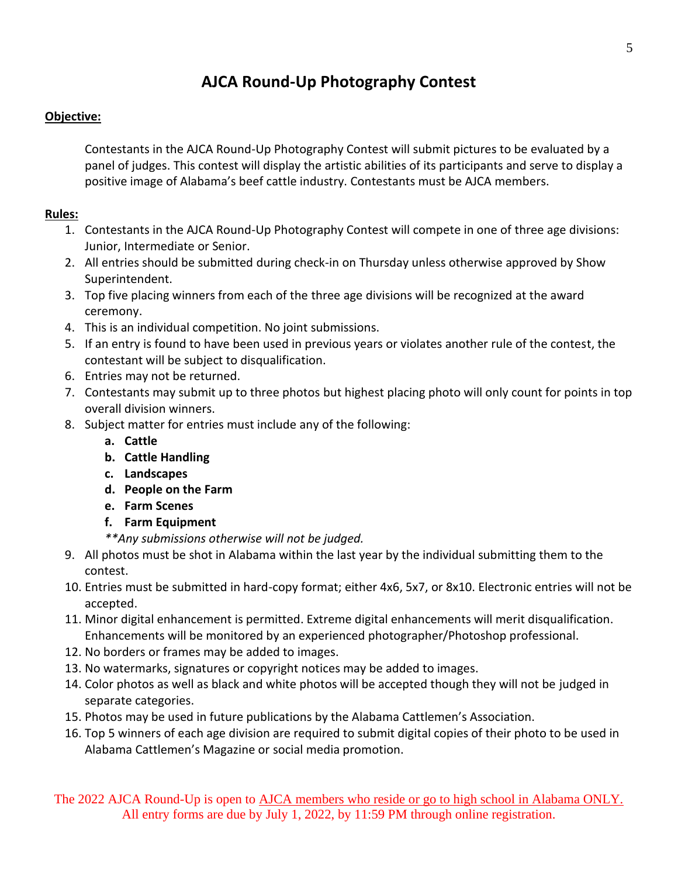# AJCA Round-Up Photography Contest

**Objective:**

Contestants in the AJCA Round-Up Photography Contest will submit pictures to be evaluated by a panel of judges. This contest will display the artistic abilities of its participants and serve to display a positive image of Alabama's beef cattle industry. Contestants must be AJCA members.

**Rules:**

1. Contestants in the AJCA Round-Up Photography Contest will compete in one of three age divisions: Junior, Intermediate or Senior.
2. All entries should be submitted during check-in on Thursday unless otherwise approved by Show Superintendent.
3. Top five placing winners from each of the three age divisions will be recognized at the award ceremony.
4. This is an individual competition. No joint submissions.
5. If an entry is found to have been used in previous years or violates another rule of the contest, the contestant will be subject to disqualification.
6. Entries may not be returned.
7. Contestants may submit up to three photos but highest placing photo will only count for points in top overall division winners.
8. Subject matter for entries must include any of the following:
   a. **Cattle**
   b. **Cattle Handling**
   c. **Landscapes**
   d. **People on the Farm**
   e. **Farm Scenes**
   f. **Farm Equipment**

   *\*\*Any submissions otherwise will not be judged.*
9. All photos must be shot in Alabama within the last year by the individual submitting them to the contest.
10. Entries must be submitted in hard-copy format; either 4x6, 5x7, or 8x10. Electronic entries will not be accepted.
11. Minor digital enhancement is permitted. Extreme digital enhancements will merit disqualification. Enhancements will be monitored by an experienced photographer/Photoshop professional.
12. No borders or frames may be added to images.
13. No watermarks, signatures or copyright notices may be added to images.
14. Color photos as well as black and white photos will be accepted though they will not be judged in separate categories.
15. Photos may be used in future publications by the Alabama Cattlemen's Association.
16. Top 5 winners of each age division are required to submit digital copies of their photo to be used in Alabama Cattlemen's Magazine or social media promotion.

The 2022 AJCA Round-Up is open to AJCA members who reside or go to high school in Alabama ONLY.
All entry forms are due by July 1, 2022, by 11:59 PM through online registration.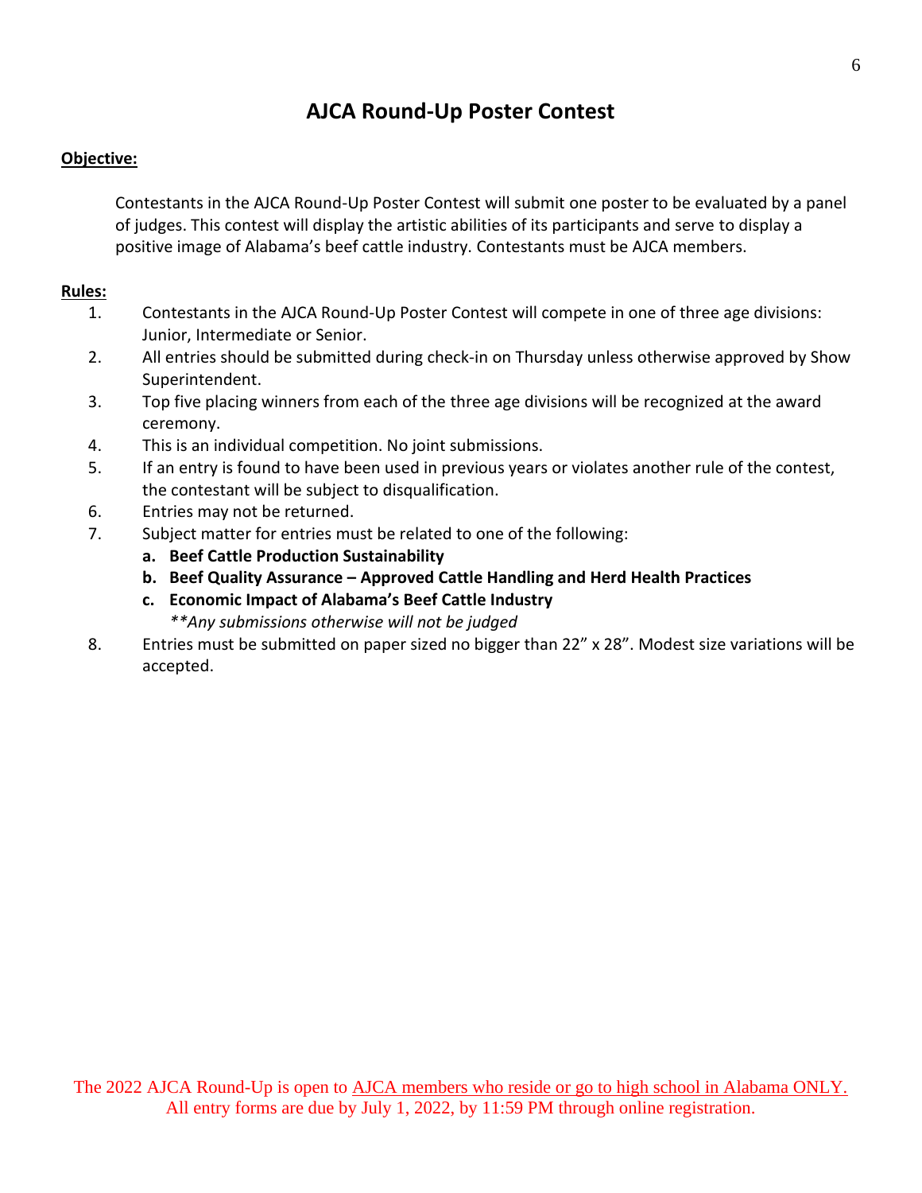# AJCA Round-Up Poster Contest

**Objective:**

Contestants in the AJCA Round-Up Poster Contest will submit one poster to be evaluated by a panel of judges. This contest will display the artistic abilities of its participants and serve to display a positive image of Alabama's beef cattle industry. Contestants must be AJCA members.

**Rules:**

1. Contestants in the AJCA Round-Up Poster Contest will compete in one of three age divisions: Junior, Intermediate or Senior.
2. All entries should be submitted during check-in on Thursday unless otherwise approved by Show Superintendent.
3. Top five placing winners from each of the three age divisions will be recognized at the award ceremony.
4. This is an individual competition. No joint submissions.
5. If an entry is found to have been used in previous years or violates another rule of the contest, the contestant will be subject to disqualification.
6. Entries may not be returned.
7. Subject matter for entries must be related to one of the following:
   a. **Beef Cattle Production Sustainability**
   b. **Beef Quality Assurance – Approved Cattle Handling and Herd Health Practices**
   c. **Economic Impact of Alabama's Beef Cattle Industry**
   *\*\*Any submissions otherwise will not be judged*
8. Entries must be submitted on paper sized no bigger than 22" x 28". Modest size variations will be accepted.

The 2022 AJCA Round-Up is open to AJCA members who reside or go to high school in Alabama ONLY.
All entry forms are due by July 1, 2022, by 11:59 PM through online registration.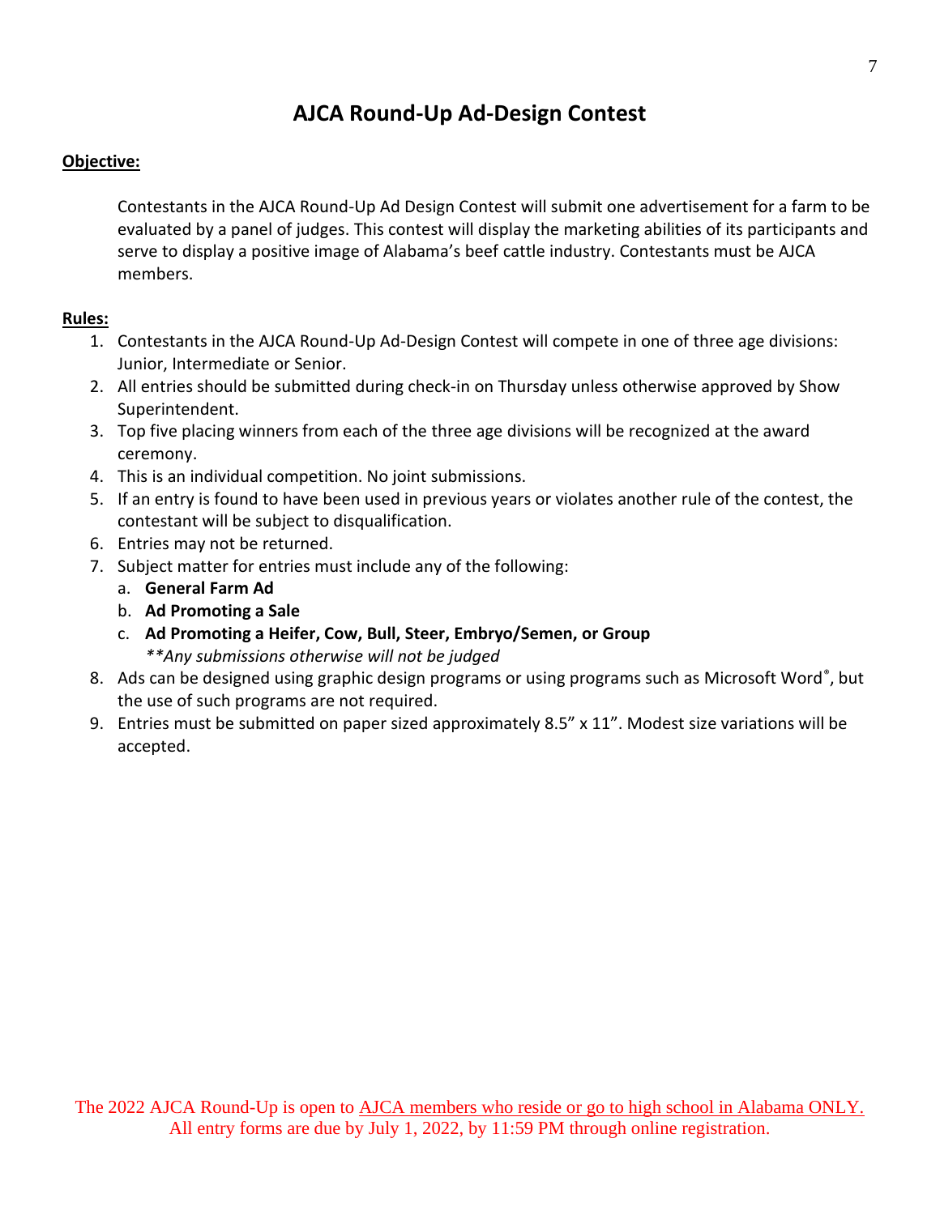# AJCA Round-Up Ad-Design Contest

**Objective:**

Contestants in the AJCA Round-Up Ad Design Contest will submit one advertisement for a farm to be evaluated by a panel of judges. This contest will display the marketing abilities of its participants and serve to display a positive image of Alabama's beef cattle industry. Contestants must be AJCA members.

**Rules:**

1. Contestants in the AJCA Round-Up Ad-Design Contest will compete in one of three age divisions: Junior, Intermediate or Senior.
2. All entries should be submitted during check-in on Thursday unless otherwise approved by Show Superintendent.
3. Top five placing winners from each of the three age divisions will be recognized at the award ceremony.
4. This is an individual competition. No joint submissions.
5. If an entry is found to have been used in previous years or violates another rule of the contest, the contestant will be subject to disqualification.
6. Entries may not be returned.
7. Subject matter for entries must include any of the following:
   a. **General Farm Ad**
   b. **Ad Promoting a Sale**
   c. **Ad Promoting a Heifer, Cow, Bull, Steer, Embryo/Semen, or Group**
      *\*\*Any submissions otherwise will not be judged*
8. Ads can be designed using graphic design programs or using programs such as Microsoft Word®, but the use of such programs are not required.
9. Entries must be submitted on paper sized approximately 8.5" x 11". Modest size variations will be accepted.

The 2022 AJCA Round-Up is open to AJCA members who reside or go to high school in Alabama ONLY.
All entry forms are due by July 1, 2022, by 11:59 PM through online registration.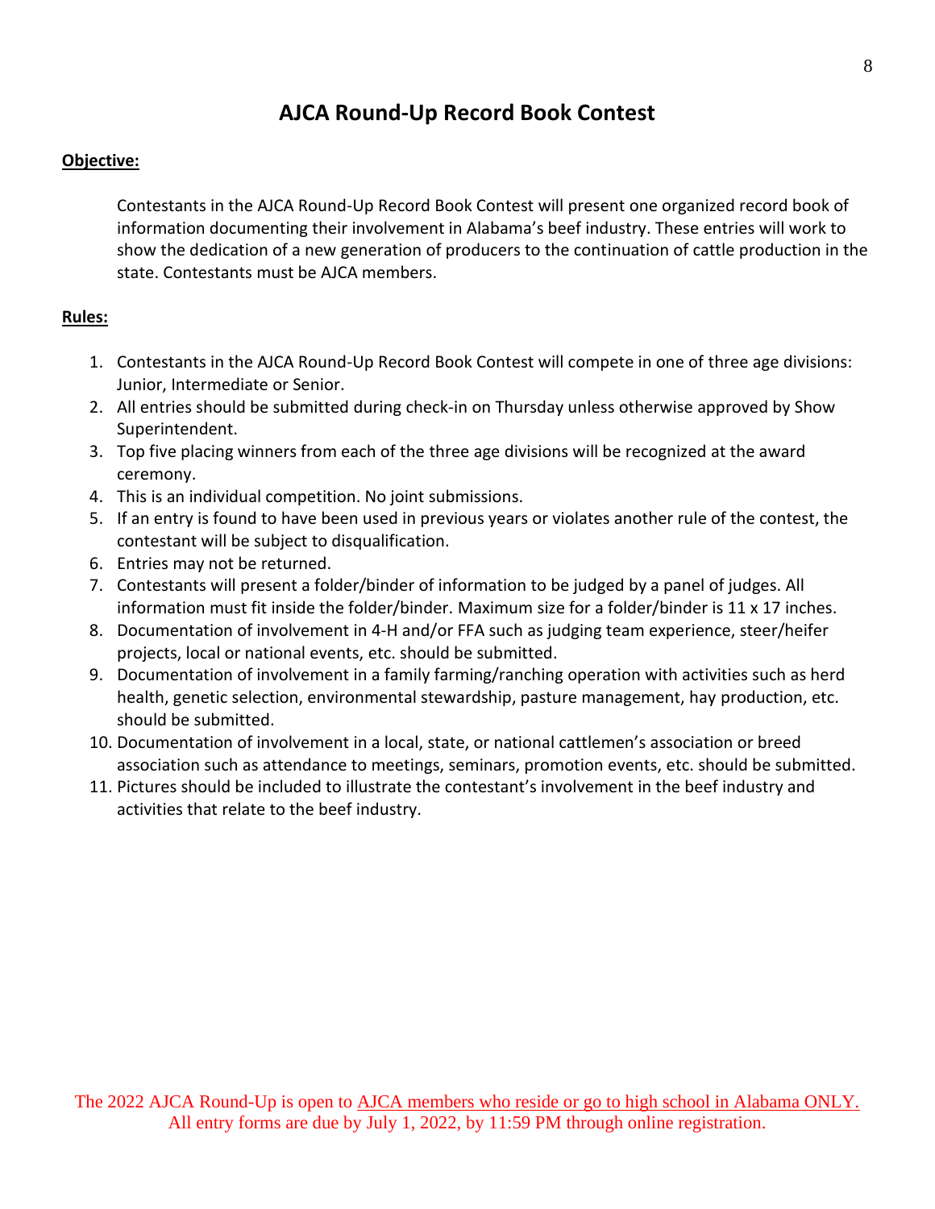# AJCA Round-Up Record Book Contest

**Objective:**

Contestants in the AJCA Round-Up Record Book Contest will present one organized record book of information documenting their involvement in Alabama's beef industry. These entries will work to show the dedication of a new generation of producers to the continuation of cattle production in the state. Contestants must be AJCA members.

**Rules:**

1. Contestants in the AJCA Round-Up Record Book Contest will compete in one of three age divisions: Junior, Intermediate or Senior.
2. All entries should be submitted during check-in on Thursday unless otherwise approved by Show Superintendent.
3. Top five placing winners from each of the three age divisions will be recognized at the award ceremony.
4. This is an individual competition. No joint submissions.
5. If an entry is found to have been used in previous years or violates another rule of the contest, the contestant will be subject to disqualification.
6. Entries may not be returned.
7. Contestants will present a folder/binder of information to be judged by a panel of judges. All information must fit inside the folder/binder. Maximum size for a folder/binder is 11 x 17 inches.
8. Documentation of involvement in 4-H and/or FFA such as judging team experience, steer/heifer projects, local or national events, etc. should be submitted.
9. Documentation of involvement in a family farming/ranching operation with activities such as herd health, genetic selection, environmental stewardship, pasture management, hay production, etc. should be submitted.
10. Documentation of involvement in a local, state, or national cattlemen's association or breed association such as attendance to meetings, seminars, promotion events, etc. should be submitted.
11. Pictures should be included to illustrate the contestant's involvement in the beef industry and activities that relate to the beef industry.

The 2022 AJCA Round-Up is open to AJCA members who reside or go to high school in Alabama ONLY.
All entry forms are due by July 1, 2022, by 11:59 PM through online registration.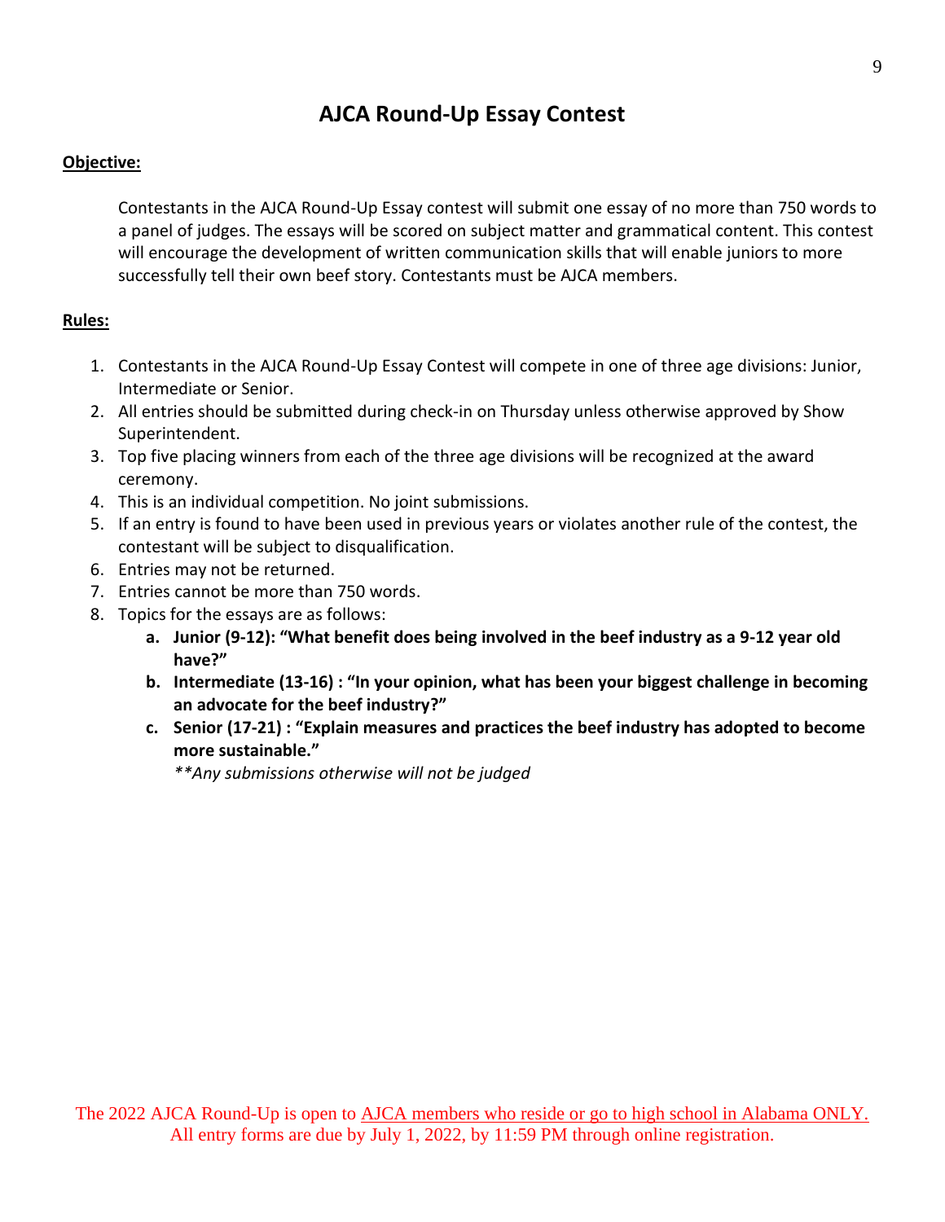# AJCA Round-Up Essay Contest

**Objective:**

Contestants in the AJCA Round-Up Essay contest will submit one essay of no more than 750 words to a panel of judges. The essays will be scored on subject matter and grammatical content. This contest will encourage the development of written communication skills that will enable juniors to more successfully tell their own beef story. Contestants must be AJCA members.

**Rules:**

1. Contestants in the AJCA Round-Up Essay Contest will compete in one of three age divisions: Junior, Intermediate or Senior.
2. All entries should be submitted during check-in on Thursday unless otherwise approved by Show Superintendent.
3. Top five placing winners from each of the three age divisions will be recognized at the award ceremony.
4. This is an individual competition. No joint submissions.
5. If an entry is found to have been used in previous years or violates another rule of the contest, the contestant will be subject to disqualification.
6. Entries may not be returned.
7. Entries cannot be more than 750 words.
8. Topics for the essays are as follows:
   a. **Junior (9-12): "What benefit does being involved in the beef industry as a 9-12 year old have?"**
   b. **Intermediate (13-16) : "In your opinion, what has been your biggest challenge in becoming an advocate for the beef industry?"**
   c. **Senior (17-21) : "Explain measures and practices the beef industry has adopted to become more sustainable."**

   *\*\*Any submissions otherwise will not be judged*

The 2022 AJCA Round-Up is open to AJCA members who reside or go to high school in Alabama ONLY.
All entry forms are due by July 1, 2022, by 11:59 PM through online registration.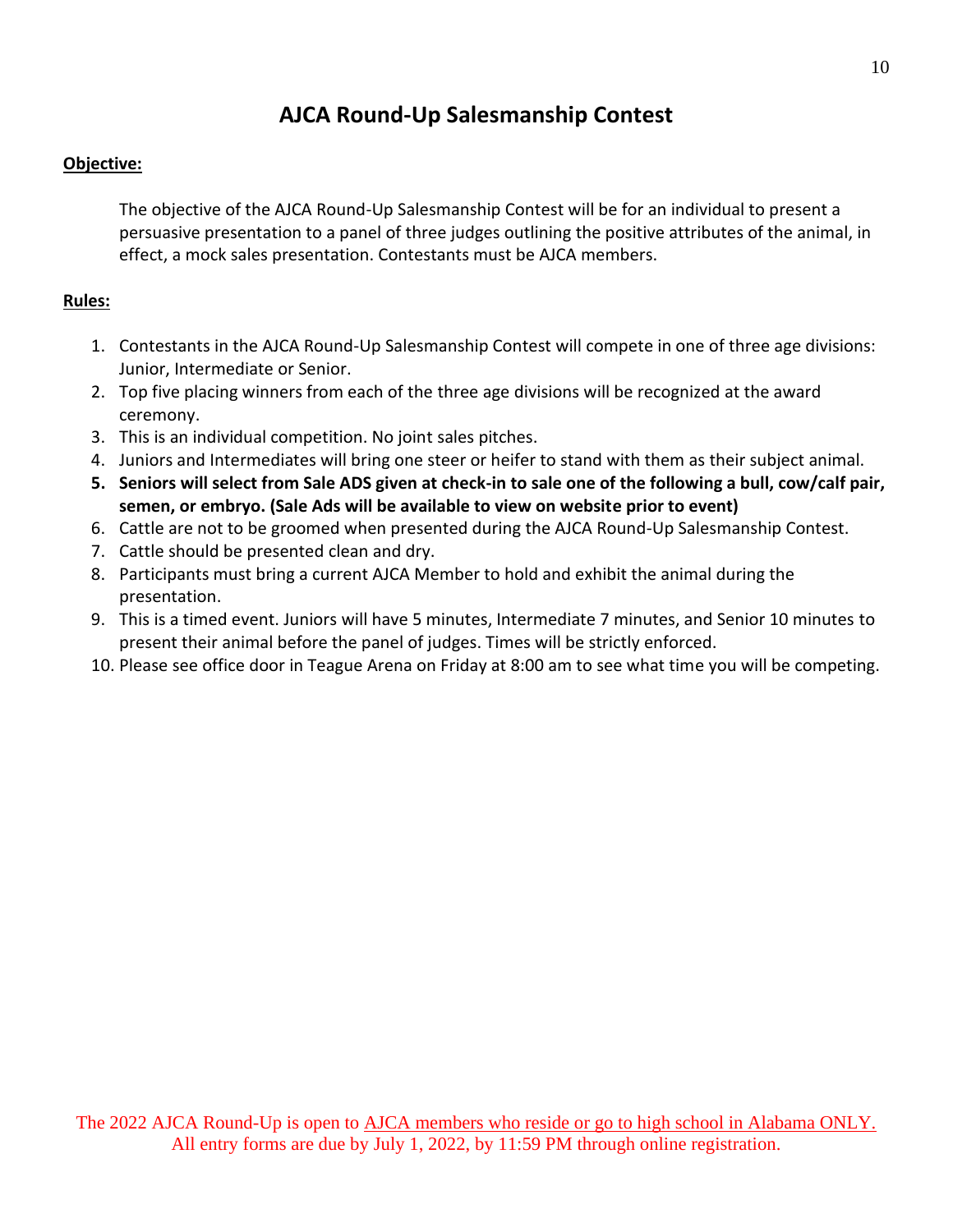# AJCA Round-Up Salesmanship Contest

**Objective:**

The objective of the AJCA Round-Up Salesmanship Contest will be for an individual to present a persuasive presentation to a panel of three judges outlining the positive attributes of the animal, in effect, a mock sales presentation. Contestants must be AJCA members.

**Rules:**

1. Contestants in the AJCA Round-Up Salesmanship Contest will compete in one of three age divisions: Junior, Intermediate or Senior.
2. Top five placing winners from each of the three age divisions will be recognized at the award ceremony.
3. This is an individual competition. No joint sales pitches.
4. Juniors and Intermediates will bring one steer or heifer to stand with them as their subject animal.
5. **Seniors will select from Sale ADS given at check-in to sale one of the following a bull, cow/calf pair, semen, or embryo. (Sale Ads will be available to view on website prior to event)**
6. Cattle are not to be groomed when presented during the AJCA Round-Up Salesmanship Contest.
7. Cattle should be presented clean and dry.
8. Participants must bring a current AJCA Member to hold and exhibit the animal during the presentation.
9. This is a timed event. Juniors will have 5 minutes, Intermediate 7 minutes, and Senior 10 minutes to present their animal before the panel of judges. Times will be strictly enforced.
10. Please see office door in Teague Arena on Friday at 8:00 am to see what time you will be competing.

The 2022 AJCA Round-Up is open to <u>AJCA members who reside or go to high school in Alabama ONLY.</u>
All entry forms are due by July 1, 2022, by 11:59 PM through online registration.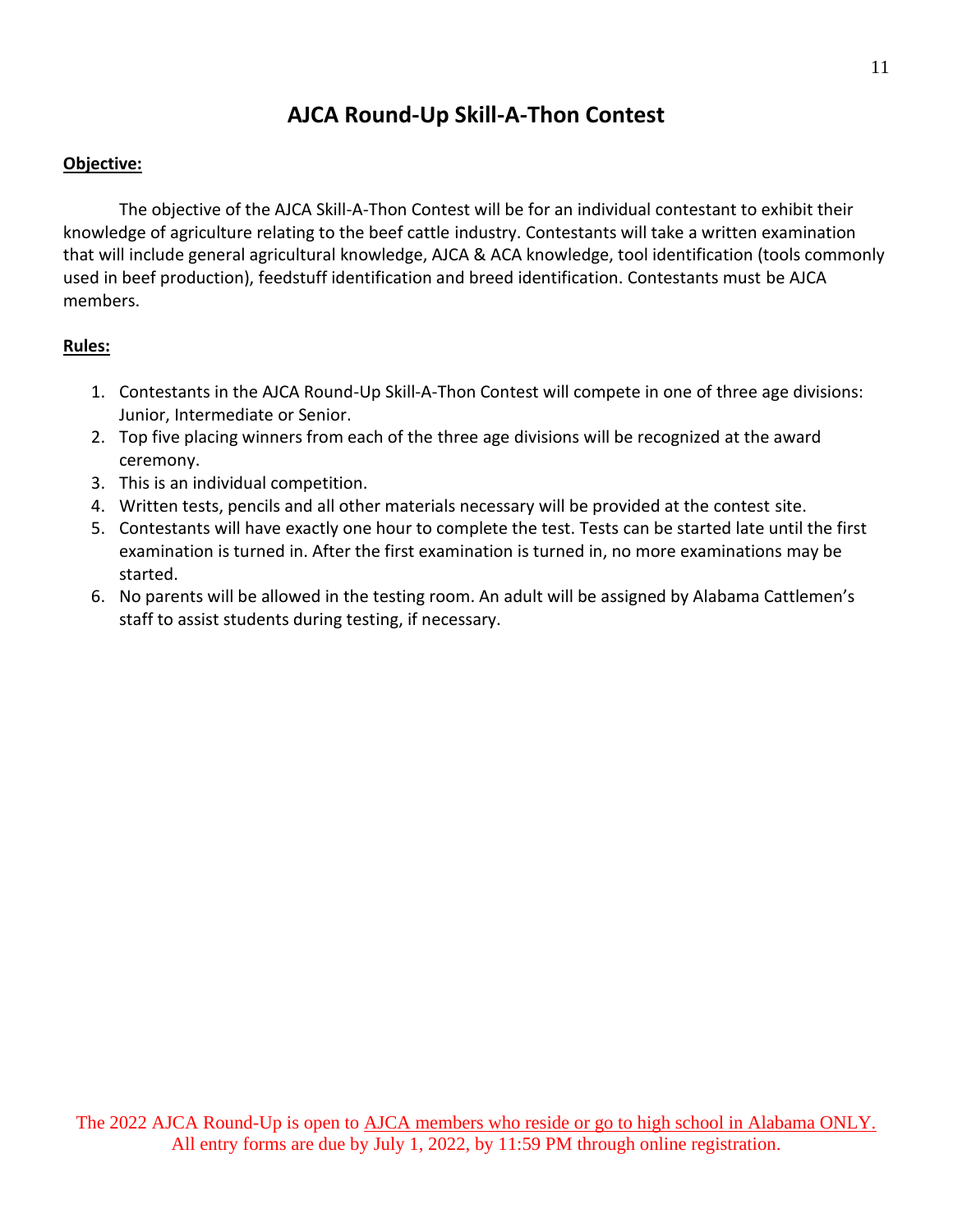# AJCA Round-Up Skill-A-Thon Contest

**Objective:**

The objective of the AJCA Skill-A-Thon Contest will be for an individual contestant to exhibit their knowledge of agriculture relating to the beef cattle industry. Contestants will take a written examination that will include general agricultural knowledge, AJCA & ACA knowledge, tool identification (tools commonly used in beef production), feedstuff identification and breed identification. Contestants must be AJCA members.

**Rules:**

1. Contestants in the AJCA Round-Up Skill-A-Thon Contest will compete in one of three age divisions: Junior, Intermediate or Senior.
2. Top five placing winners from each of the three age divisions will be recognized at the award ceremony.
3. This is an individual competition.
4. Written tests, pencils and all other materials necessary will be provided at the contest site.
5. Contestants will have exactly one hour to complete the test. Tests can be started late until the first examination is turned in. After the first examination is turned in, no more examinations may be started.
6. No parents will be allowed in the testing room. An adult will be assigned by Alabama Cattlemen's staff to assist students during testing, if necessary.

The 2022 AJCA Round-Up is open to AJCA members who reside or go to high school in Alabama ONLY.
All entry forms are due by July 1, 2022, by 11:59 PM through online registration.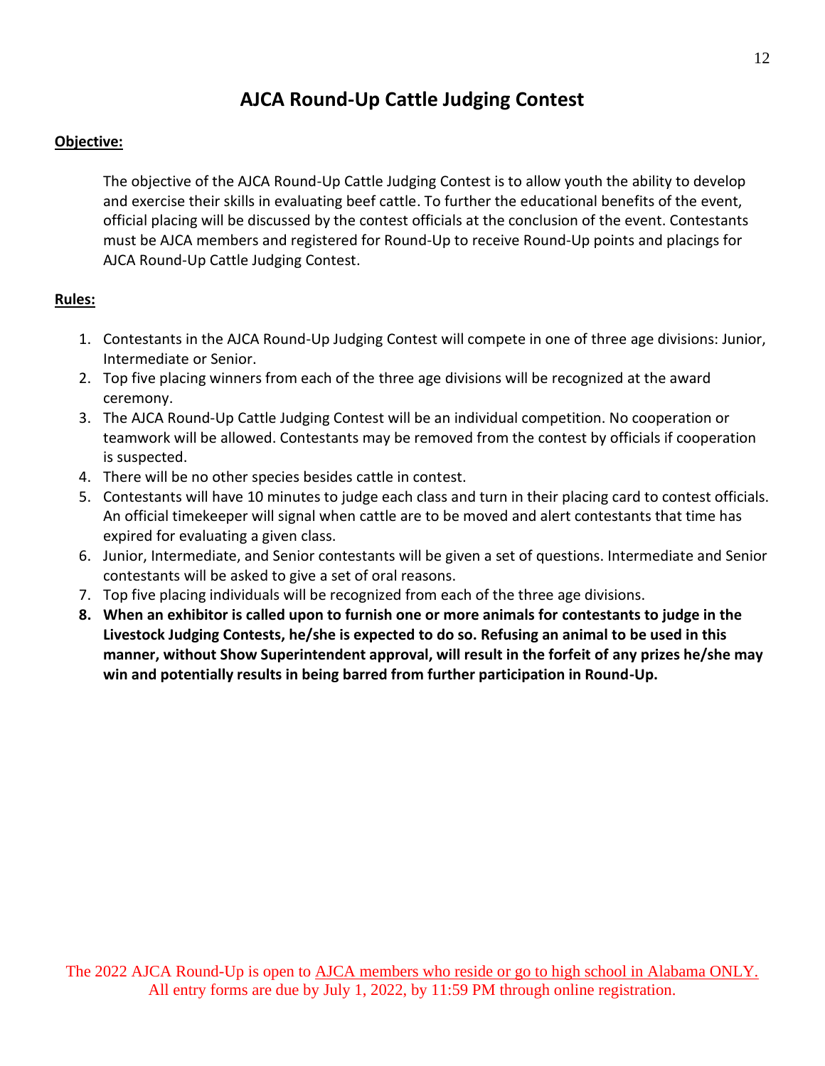# AJCA Round-Up Cattle Judging Contest

**Objective:**

The objective of the AJCA Round-Up Cattle Judging Contest is to allow youth the ability to develop and exercise their skills in evaluating beef cattle. To further the educational benefits of the event, official placing will be discussed by the contest officials at the conclusion of the event. Contestants must be AJCA members and registered for Round-Up to receive Round-Up points and placings for AJCA Round-Up Cattle Judging Contest.

**Rules:**

1. Contestants in the AJCA Round-Up Judging Contest will compete in one of three age divisions: Junior, Intermediate or Senior.
2. Top five placing winners from each of the three age divisions will be recognized at the award ceremony.
3. The AJCA Round-Up Cattle Judging Contest will be an individual competition. No cooperation or teamwork will be allowed. Contestants may be removed from the contest by officials if cooperation is suspected.
4. There will be no other species besides cattle in contest.
5. Contestants will have 10 minutes to judge each class and turn in their placing card to contest officials. An official timekeeper will signal when cattle are to be moved and alert contestants that time has expired for evaluating a given class.
6. Junior, Intermediate, and Senior contestants will be given a set of questions. Intermediate and Senior contestants will be asked to give a set of oral reasons.
7. Top five placing individuals will be recognized from each of the three age divisions.
8. **When an exhibitor is called upon to furnish one or more animals for contestants to judge in the Livestock Judging Contests, he/she is expected to do so. Refusing an animal to be used in this manner, without Show Superintendent approval, will result in the forfeit of any prizes he/she may win and potentially results in being barred from further participation in Round-Up.**

The 2022 AJCA Round-Up is open to AJCA members who reside or go to high school in Alabama ONLY.
All entry forms are due by July 1, 2022, by 11:59 PM through online registration.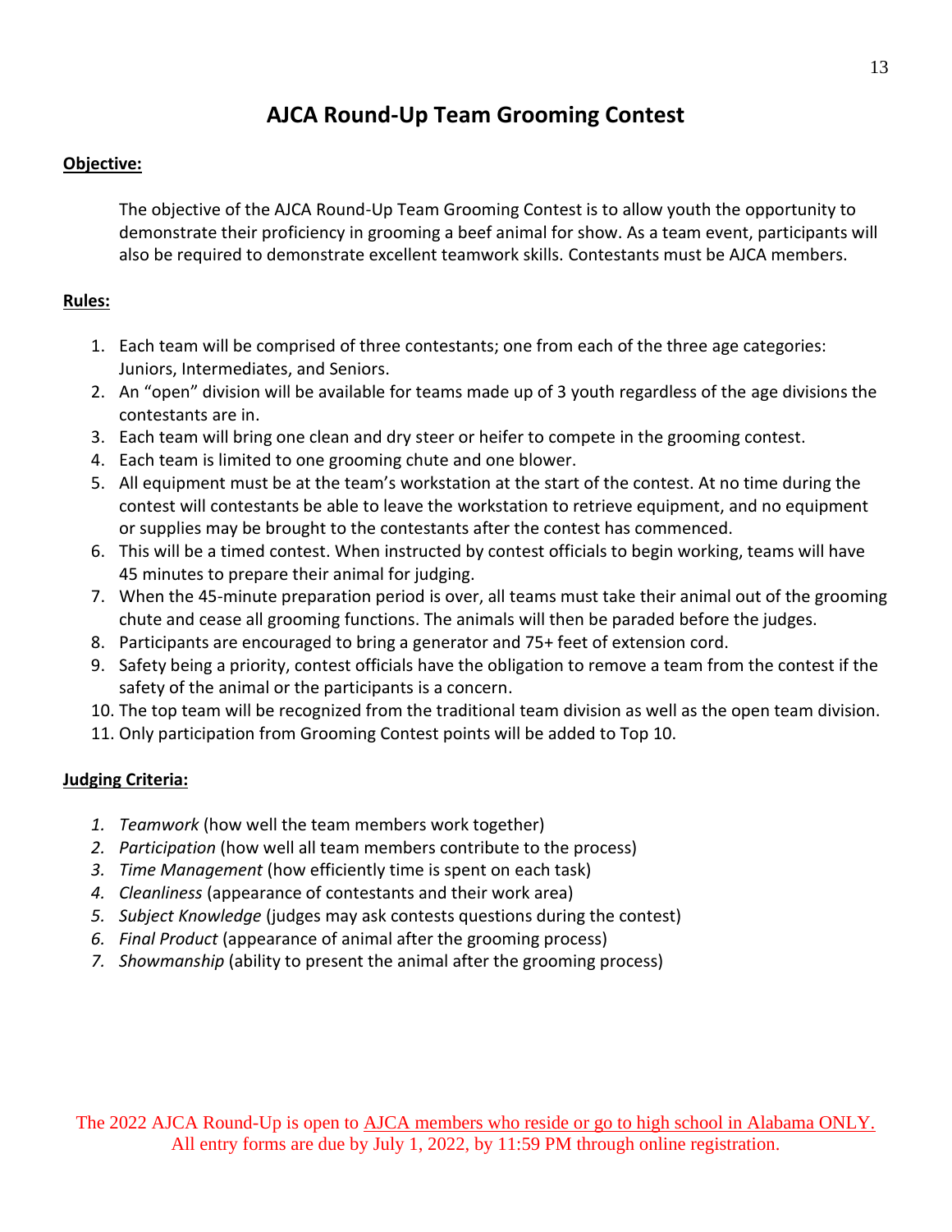# AJCA Round-Up Team Grooming Contest

**Objective:**

The objective of the AJCA Round-Up Team Grooming Contest is to allow youth the opportunity to demonstrate their proficiency in grooming a beef animal for show. As a team event, participants will also be required to demonstrate excellent teamwork skills. Contestants must be AJCA members.

**Rules:**

1. Each team will be comprised of three contestants; one from each of the three age categories: Juniors, Intermediates, and Seniors.
2. An "open" division will be available for teams made up of 3 youth regardless of the age divisions the contestants are in.
3. Each team will bring one clean and dry steer or heifer to compete in the grooming contest.
4. Each team is limited to one grooming chute and one blower.
5. All equipment must be at the team's workstation at the start of the contest. At no time during the contest will contestants be able to leave the workstation to retrieve equipment, and no equipment or supplies may be brought to the contestants after the contest has commenced.
6. This will be a timed contest. When instructed by contest officials to begin working, teams will have 45 minutes to prepare their animal for judging.
7. When the 45-minute preparation period is over, all teams must take their animal out of the grooming chute and cease all grooming functions. The animals will then be paraded before the judges.
8. Participants are encouraged to bring a generator and 75+ feet of extension cord.
9. Safety being a priority, contest officials have the obligation to remove a team from the contest if the safety of the animal or the participants is a concern.
10. The top team will be recognized from the traditional team division as well as the open team division.
11. Only participation from Grooming Contest points will be added to Top 10.

**Judging Criteria:**

1. *Teamwork* (how well the team members work together)
2. *Participation* (how well all team members contribute to the process)
3. *Time Management* (how efficiently time is spent on each task)
4. *Cleanliness* (appearance of contestants and their work area)
5. *Subject Knowledge* (judges may ask contests questions during the contest)
6. *Final Product* (appearance of animal after the grooming process)
7. *Showmanship* (ability to present the animal after the grooming process)

The 2022 AJCA Round-Up is open to AJCA members who reside or go to high school in Alabama ONLY.
All entry forms are due by July 1, 2022, by 11:59 PM through online registration.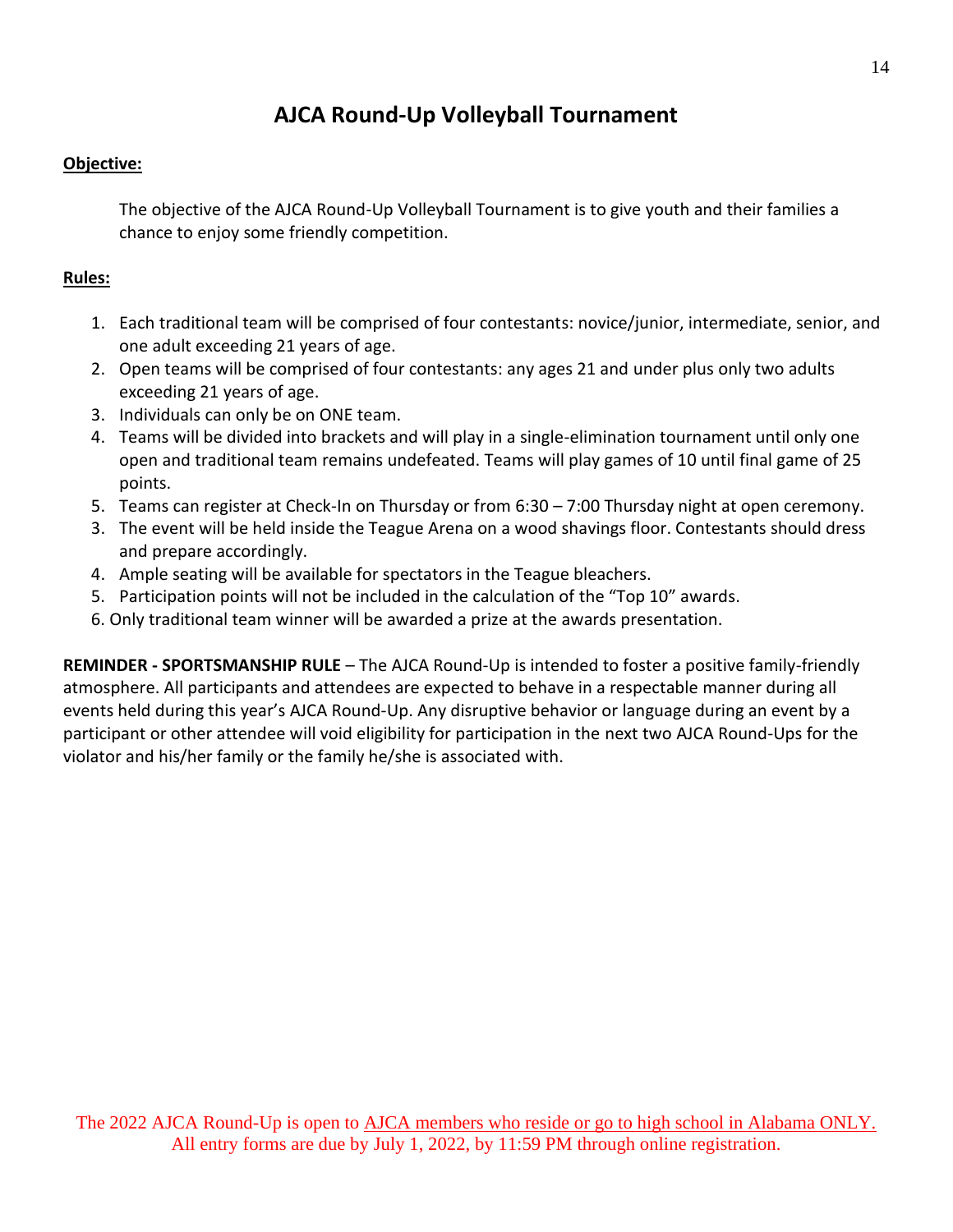# AJCA Round-Up Volleyball Tournament

**Objective:**

The objective of the AJCA Round-Up Volleyball Tournament is to give youth and their families a chance to enjoy some friendly competition.

**Rules:**

1. Each traditional team will be comprised of four contestants: novice/junior, intermediate, senior, and one adult exceeding 21 years of age.
2. Open teams will be comprised of four contestants: any ages 21 and under plus only two adults exceeding 21 years of age.
3. Individuals can only be on ONE team.
4. Teams will be divided into brackets and will play in a single-elimination tournament until only one open and traditional team remains undefeated. Teams will play games of 10 until final game of 25 points.
5. Teams can register at Check-In on Thursday or from 6:30 – 7:00 Thursday night at open ceremony.
3. The event will be held inside the Teague Arena on a wood shavings floor. Contestants should dress and prepare accordingly.
4. Ample seating will be available for spectators in the Teague bleachers.
5. Participation points will not be included in the calculation of the "Top 10" awards.
6. Only traditional team winner will be awarded a prize at the awards presentation.

**REMINDER - SPORTSMANSHIP RULE** – The AJCA Round-Up is intended to foster a positive family-friendly atmosphere. All participants and attendees are expected to behave in a respectable manner during all events held during this year's AJCA Round-Up. Any disruptive behavior or language during an event by a participant or other attendee will void eligibility for participation in the next two AJCA Round-Ups for the violator and his/her family or the family he/she is associated with.

The 2022 AJCA Round-Up is open to AJCA members who reside or go to high school in Alabama ONLY. All entry forms are due by July 1, 2022, by 11:59 PM through online registration.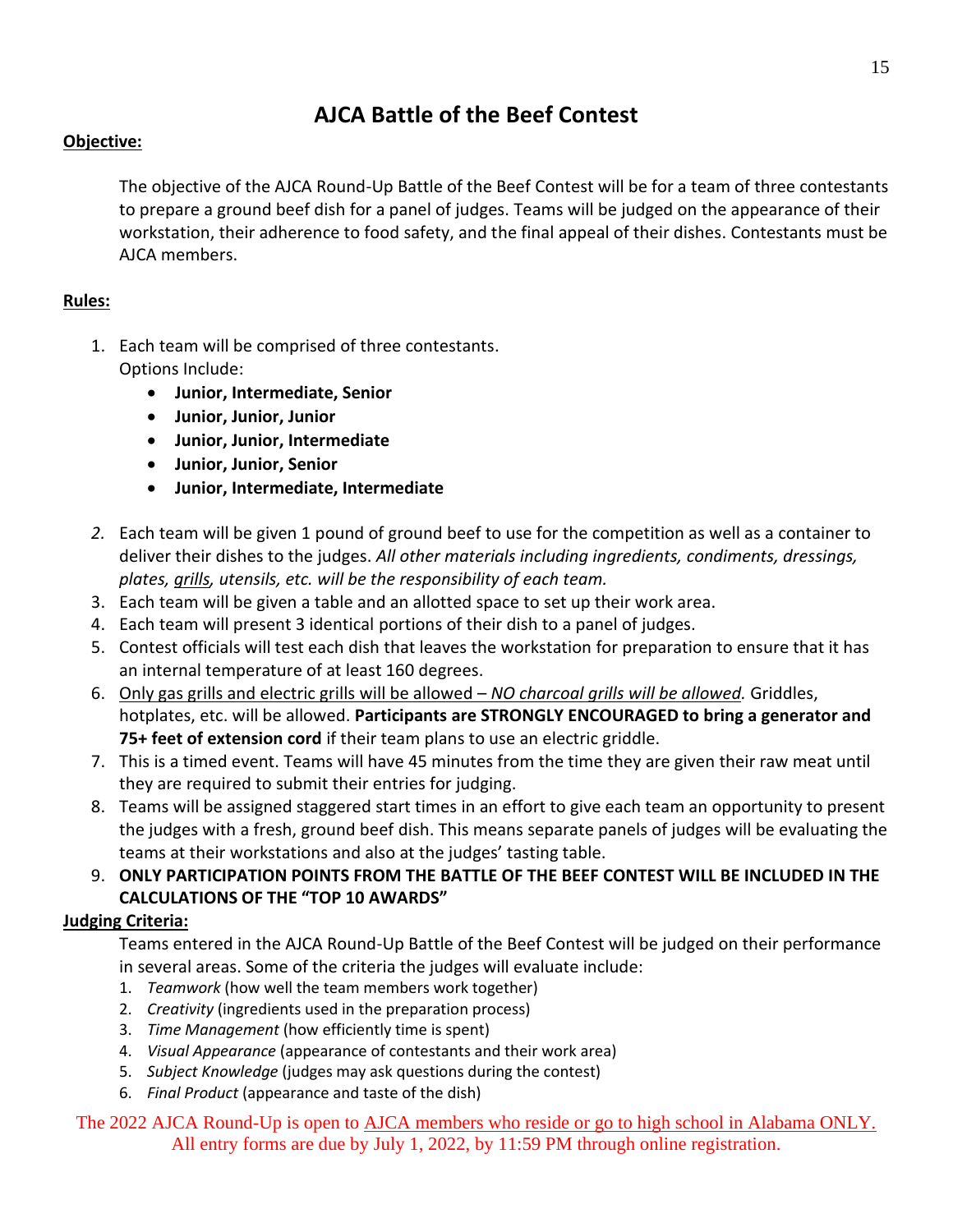# AJCA Battle of the Beef Contest

**Objective:**

The objective of the AJCA Round-Up Battle of the Beef Contest will be for a team of three contestants to prepare a ground beef dish for a panel of judges. Teams will be judged on the appearance of their workstation, their adherence to food safety, and the final appeal of their dishes. Contestants must be AJCA members.

**Rules:**

1. Each team will be comprised of three contestants.
   Options Include:
   - **Junior, Intermediate, Senior**
   - **Junior, Junior, Junior**
   - **Junior, Junior, Intermediate**
   - **Junior, Junior, Senior**
   - **Junior, Intermediate, Intermediate**
2. Each team will be given 1 pound of ground beef to use for the competition as well as a container to deliver their dishes to the judges. *All other materials including ingredients, condiments, dressings, plates, grills, utensils, etc. will be the responsibility of each team.*
3. Each team will be given a table and an allotted space to set up their work area.
4. Each team will present 3 identical portions of their dish to a panel of judges.
5. Contest officials will test each dish that leaves the workstation for preparation to ensure that it has an internal temperature of at least 160 degrees.
6. Only gas grills and electric grills will be allowed – *NO charcoal grills will be allowed.* Griddles, hotplates, etc. will be allowed. **Participants are STRONGLY ENCOURAGED to bring a generator and 75+ feet of extension cord** if their team plans to use an electric griddle.
7. This is a timed event. Teams will have 45 minutes from the time they are given their raw meat until they are required to submit their entries for judging.
8. Teams will be assigned staggered start times in an effort to give each team an opportunity to present the judges with a fresh, ground beef dish. This means separate panels of judges will be evaluating the teams at their workstations and also at the judges' tasting table.
9. **ONLY PARTICIPATION POINTS FROM THE BATTLE OF THE BEEF CONTEST WILL BE INCLUDED IN THE CALCULATIONS OF THE "TOP 10 AWARDS"**

**Judging Criteria:**

Teams entered in the AJCA Round-Up Battle of the Beef Contest will be judged on their performance in several areas. Some of the criteria the judges will evaluate include:

1. *Teamwork* (how well the team members work together)
2. *Creativity* (ingredients used in the preparation process)
3. *Time Management* (how efficiently time is spent)
4. *Visual Appearance* (appearance of contestants and their work area)
5. *Subject Knowledge* (judges may ask questions during the contest)
6. *Final Product* (appearance and taste of the dish)

The 2022 AJCA Round-Up is open to AJCA members who reside or go to high school in Alabama ONLY.
All entry forms are due by July 1, 2022, by 11:59 PM through online registration.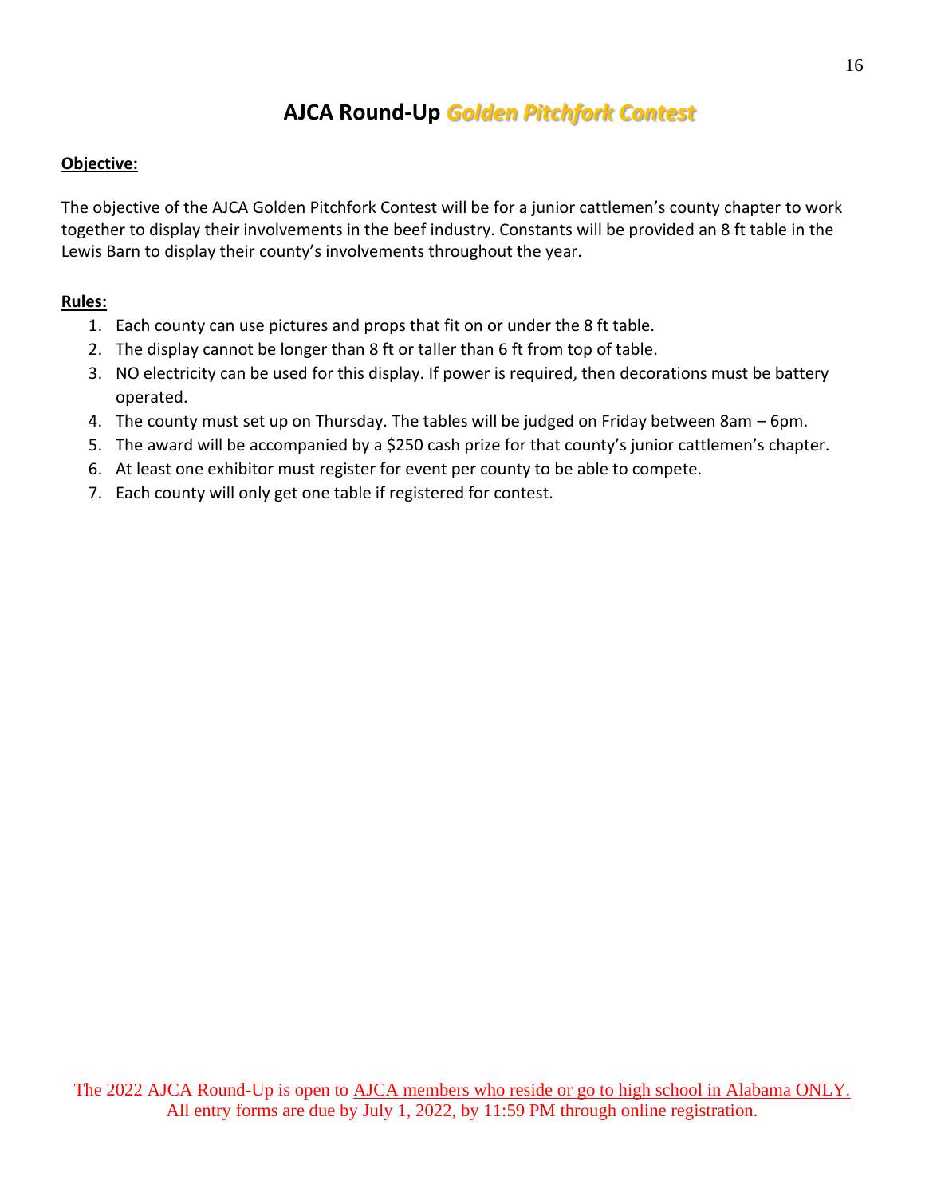# AJCA Round-Up *Golden Pitchfork Contest*

**Objective:**

The objective of the AJCA Golden Pitchfork Contest will be for a junior cattlemen's county chapter to work together to display their involvements in the beef industry. Constants will be provided an 8 ft table in the Lewis Barn to display their county's involvements throughout the year.

**Rules:**

1. Each county can use pictures and props that fit on or under the 8 ft table.
2. The display cannot be longer than 8 ft or taller than 6 ft from top of table.
3. NO electricity can be used for this display. If power is required, then decorations must be battery operated.
4. The county must set up on Thursday. The tables will be judged on Friday between 8am – 6pm.
5. The award will be accompanied by a $250 cash prize for that county's junior cattlemen's chapter.
6. At least one exhibitor must register for event per county to be able to compete.
7. Each county will only get one table if registered for contest.

The 2022 AJCA Round-Up is open to AJCA members who reside or go to high school in Alabama ONLY. All entry forms are due by July 1, 2022, by 11:59 PM through online registration.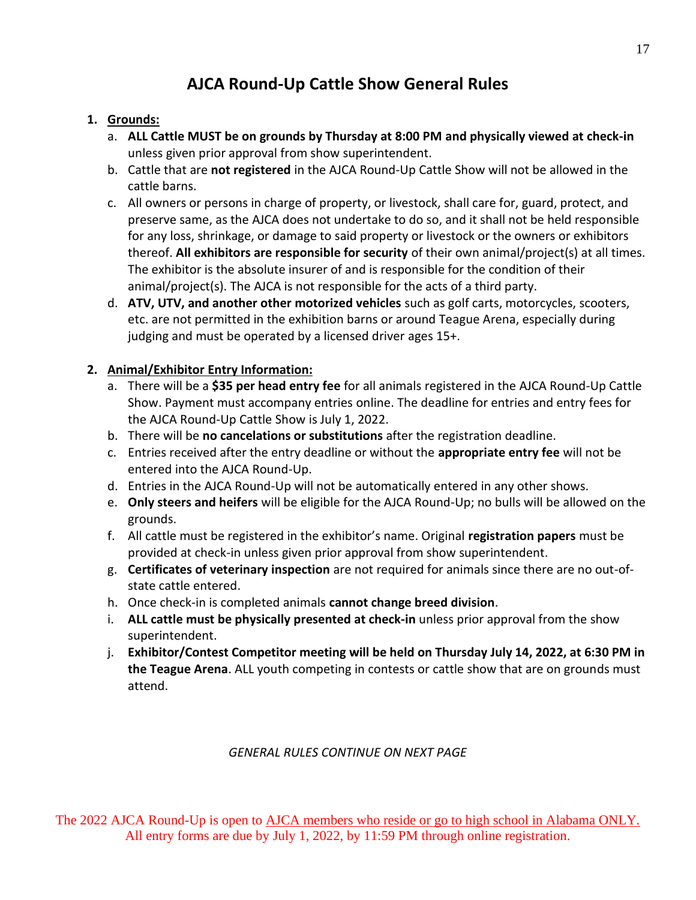# AJCA Round-Up Cattle Show General Rules

1. **Grounds:**
   a. **ALL Cattle MUST be on grounds by Thursday at 8:00 PM and physically viewed at check-in** unless given prior approval from show superintendent.
   b. Cattle that are **not registered** in the AJCA Round-Up Cattle Show will not be allowed in the cattle barns.
   c. All owners or persons in charge of property, or livestock, shall care for, guard, protect, and preserve same, as the AJCA does not undertake to do so, and it shall not be held responsible for any loss, shrinkage, or damage to said property or livestock or the owners or exhibitors thereof. **All exhibitors are responsible for security** of their own animal/project(s) at all times. The exhibitor is the absolute insurer of and is responsible for the condition of their animal/project(s). The AJCA is not responsible for the acts of a third party.
   d. **ATV, UTV, and another other motorized vehicles** such as golf carts, motorcycles, scooters, etc. are not permitted in the exhibition barns or around Teague Arena, especially during judging and must be operated by a licensed driver ages 15+.

2. **Animal/Exhibitor Entry Information:**
   a. There will be a **$35 per head entry fee** for all animals registered in the AJCA Round-Up Cattle Show. Payment must accompany entries online. The deadline for entries and entry fees for the AJCA Round-Up Cattle Show is July 1, 2022.
   b. There will be **no cancelations or substitutions** after the registration deadline.
   c. Entries received after the entry deadline or without the **appropriate entry fee** will not be entered into the AJCA Round-Up.
   d. Entries in the AJCA Round-Up will not be automatically entered in any other shows.
   e. **Only steers and heifers** will be eligible for the AJCA Round-Up; no bulls will be allowed on the grounds.
   f. All cattle must be registered in the exhibitor's name. Original **registration papers** must be provided at check-in unless given prior approval from show superintendent.
   g. **Certificates of veterinary inspection** are not required for animals since there are no out-of-state cattle entered.
   h. Once check-in is completed animals **cannot change breed division**.
   i. **ALL cattle must be physically presented at check-in** unless prior approval from the show superintendent.
   j. **Exhibitor/Contest Competitor meeting will be held on Thursday July 14, 2022, at 6:30 PM in the Teague Arena**. ALL youth competing in contests or cattle show that are on grounds must attend.

*GENERAL RULES CONTINUE ON NEXT PAGE*

The 2022 AJCA Round-Up is open to AJCA members who reside or go to high school in Alabama ONLY. All entry forms are due by July 1, 2022, by 11:59 PM through online registration.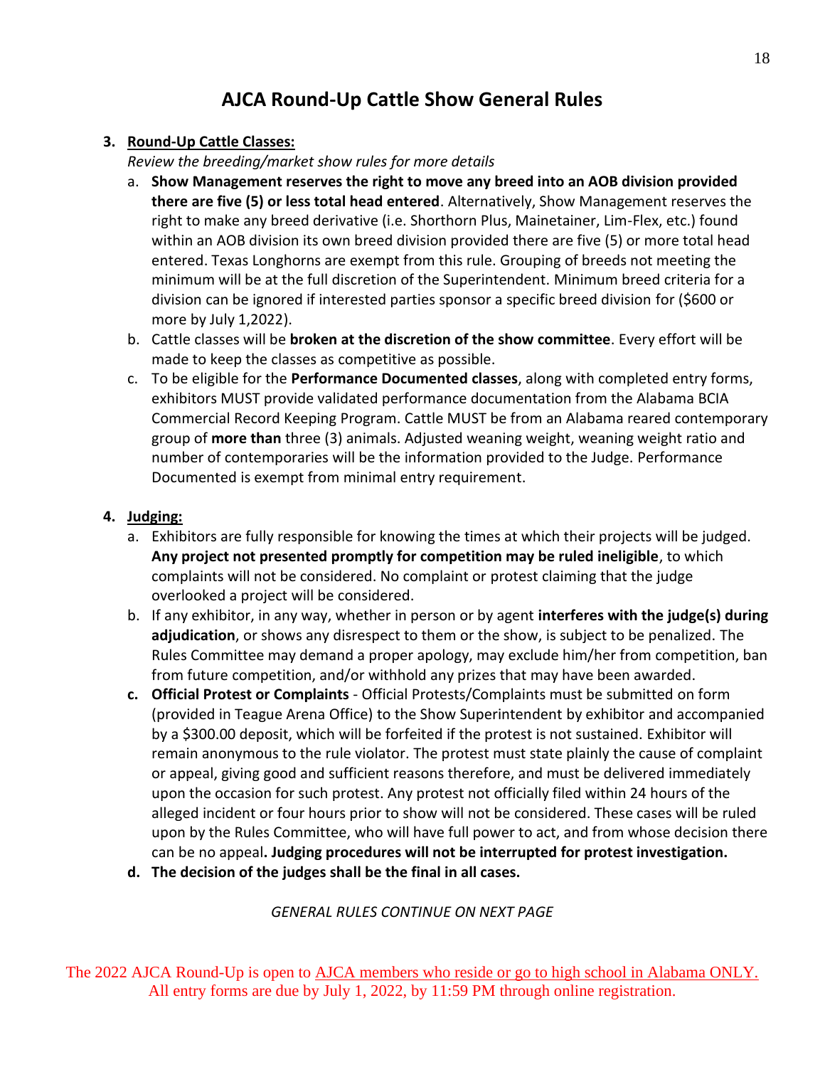# AJCA Round-Up Cattle Show General Rules

3. **Round-Up Cattle Classes:**

   *Review the breeding/market show rules for more details*

   a. **Show Management reserves the right to move any breed into an AOB division provided there are five (5) or less total head entered**. Alternatively, Show Management reserves the right to make any breed derivative (i.e. Shorthorn Plus, Mainetainer, Lim-Flex, etc.) found within an AOB division its own breed division provided there are five (5) or more total head entered. Texas Longhorns are exempt from this rule. Grouping of breeds not meeting the minimum will be at the full discretion of the Superintendent. Minimum breed criteria for a division can be ignored if interested parties sponsor a specific breed division for ($600 or more by July 1,2022).

   b. Cattle classes will be **broken at the discretion of the show committee**. Every effort will be made to keep the classes as competitive as possible.

   c. To be eligible for the **Performance Documented classes**, along with completed entry forms, exhibitors MUST provide validated performance documentation from the Alabama BCIA Commercial Record Keeping Program. Cattle MUST be from an Alabama reared contemporary group of **more than** three (3) animals. Adjusted weaning weight, weaning weight ratio and number of contemporaries will be the information provided to the Judge. Performance Documented is exempt from minimal entry requirement.

4. **Judging:**

   a. Exhibitors are fully responsible for knowing the times at which their projects will be judged. **Any project not presented promptly for competition may be ruled ineligible**, to which complaints will not be considered. No complaint or protest claiming that the judge overlooked a project will be considered.

   b. If any exhibitor, in any way, whether in person or by agent **interferes with the judge(s) during adjudication**, or shows any disrespect to them or the show, is subject to be penalized. The Rules Committee may demand a proper apology, may exclude him/her from competition, ban from future competition, and/or withhold any prizes that may have been awarded.

   c. **Official Protest or Complaints** - Official Protests/Complaints must be submitted on form (provided in Teague Arena Office) to the Show Superintendent by exhibitor and accompanied by a $300.00 deposit, which will be forfeited if the protest is not sustained. Exhibitor will remain anonymous to the rule violator. The protest must state plainly the cause of complaint or appeal, giving good and sufficient reasons therefore, and must be delivered immediately upon the occasion for such protest. Any protest not officially filed within 24 hours of the alleged incident or four hours prior to show will not be considered. These cases will be ruled upon by the Rules Committee, who will have full power to act, and from whose decision there can be no appeal**. Judging procedures will not be interrupted for protest investigation.**

   d. **The decision of the judges shall be the final in all cases.**

*GENERAL RULES CONTINUE ON NEXT PAGE*

The 2022 AJCA Round-Up is open to AJCA members who reside or go to high school in Alabama ONLY. All entry forms are due by July 1, 2022, by 11:59 PM through online registration.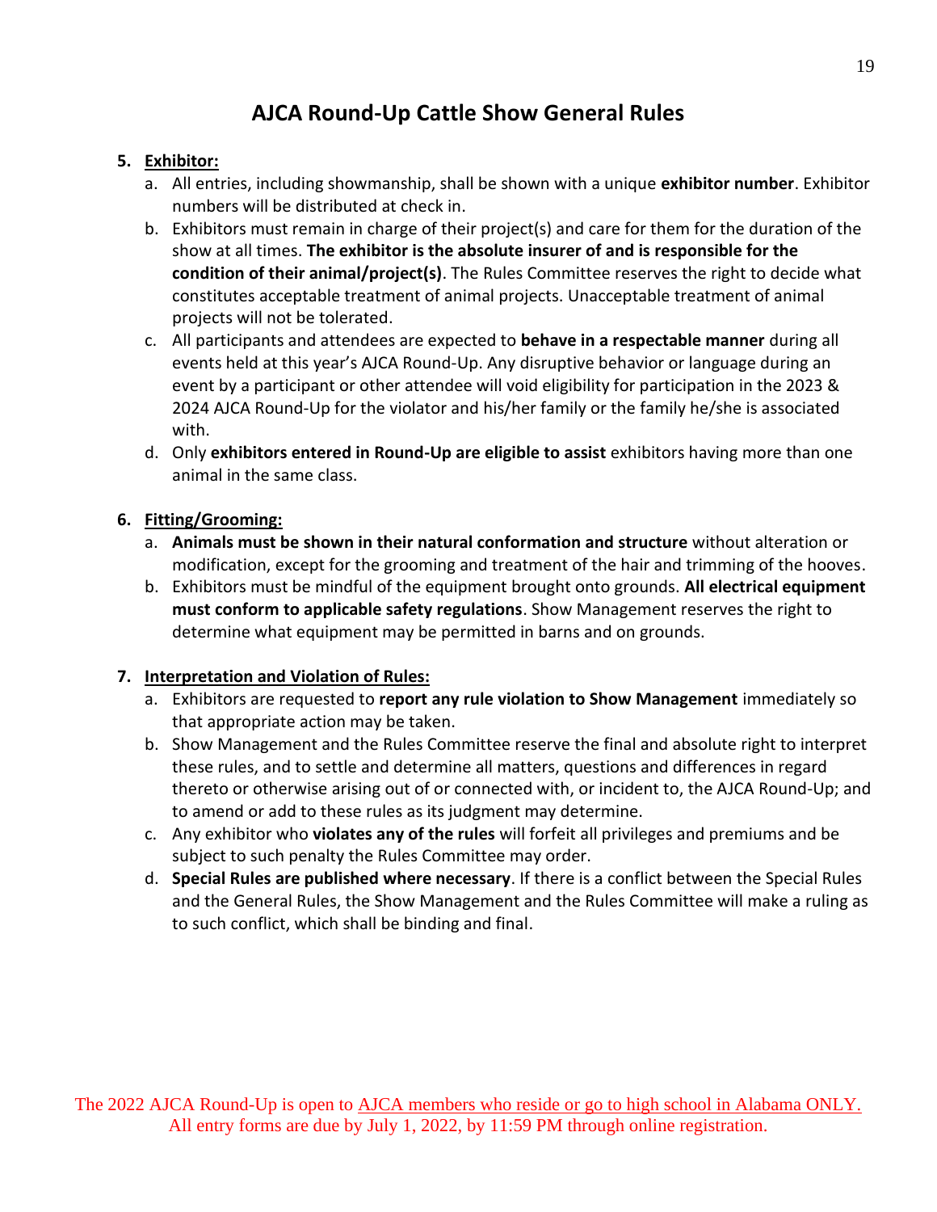# AJCA Round-Up Cattle Show General Rules

5. **Exhibitor:**
   a. All entries, including showmanship, shall be shown with a unique **exhibitor number**. Exhibitor numbers will be distributed at check in.
   b. Exhibitors must remain in charge of their project(s) and care for them for the duration of the show at all times. **The exhibitor is the absolute insurer of and is responsible for the condition of their animal/project(s)**. The Rules Committee reserves the right to decide what constitutes acceptable treatment of animal projects. Unacceptable treatment of animal projects will not be tolerated.
   c. All participants and attendees are expected to **behave in a respectable manner** during all events held at this year's AJCA Round-Up. Any disruptive behavior or language during an event by a participant or other attendee will void eligibility for participation in the 2023 & 2024 AJCA Round-Up for the violator and his/her family or the family he/she is associated with.
   d. Only **exhibitors entered in Round-Up are eligible to assist** exhibitors having more than one animal in the same class.

6. **Fitting/Grooming:**
   a. **Animals must be shown in their natural conformation and structure** without alteration or modification, except for the grooming and treatment of the hair and trimming of the hooves.
   b. Exhibitors must be mindful of the equipment brought onto grounds. **All electrical equipment must conform to applicable safety regulations**. Show Management reserves the right to determine what equipment may be permitted in barns and on grounds.

7. **Interpretation and Violation of Rules:**
   a. Exhibitors are requested to **report any rule violation to Show Management** immediately so that appropriate action may be taken.
   b. Show Management and the Rules Committee reserve the final and absolute right to interpret these rules, and to settle and determine all matters, questions and differences in regard thereto or otherwise arising out of or connected with, or incident to, the AJCA Round-Up; and to amend or add to these rules as its judgment may determine.
   c. Any exhibitor who **violates any of the rules** will forfeit all privileges and premiums and be subject to such penalty the Rules Committee may order.
   d. **Special Rules are published where necessary**. If there is a conflict between the Special Rules and the General Rules, the Show Management and the Rules Committee will make a ruling as to such conflict, which shall be binding and final.

The 2022 AJCA Round-Up is open to AJCA members who reside or go to high school in Alabama ONLY.
All entry forms are due by July 1, 2022, by 11:59 PM through online registration.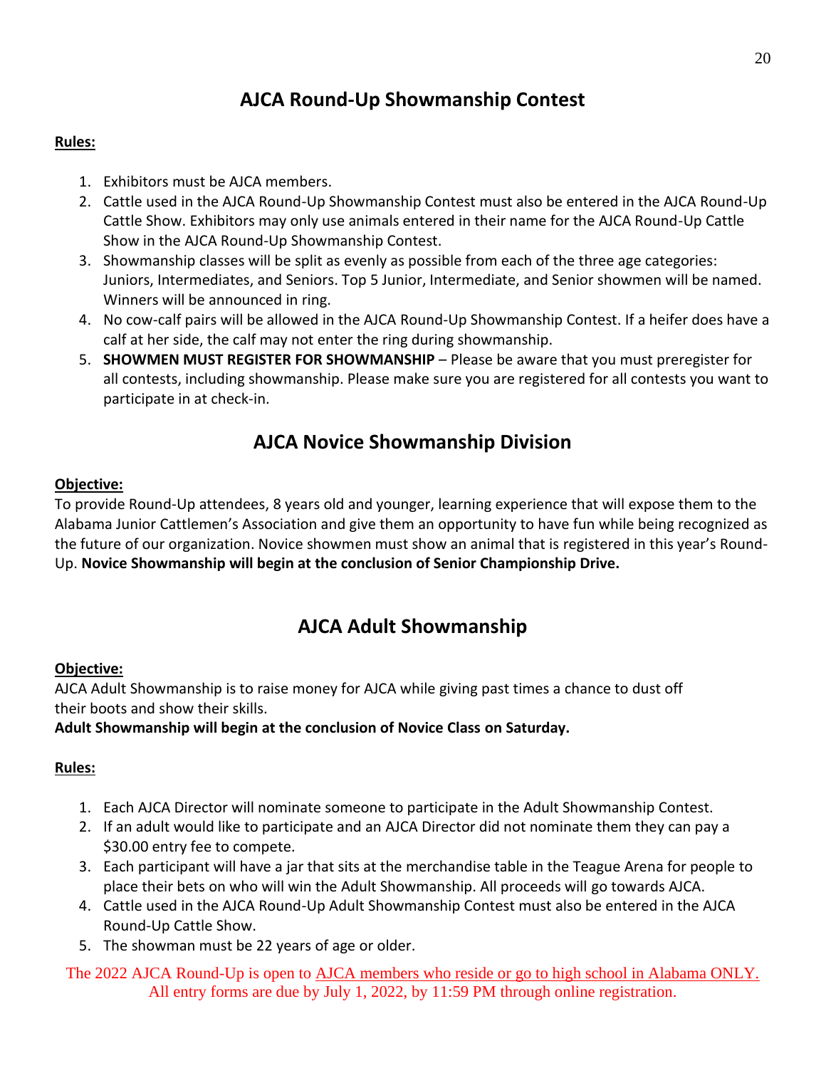## AJCA Round-Up Showmanship Contest

**Rules:**

1. Exhibitors must be AJCA members.
2. Cattle used in the AJCA Round-Up Showmanship Contest must also be entered in the AJCA Round-Up Cattle Show. Exhibitors may only use animals entered in their name for the AJCA Round-Up Cattle Show in the AJCA Round-Up Showmanship Contest.
3. Showmanship classes will be split as evenly as possible from each of the three age categories: Juniors, Intermediates, and Seniors. Top 5 Junior, Intermediate, and Senior showmen will be named. Winners will be announced in ring.
4. No cow-calf pairs will be allowed in the AJCA Round-Up Showmanship Contest. If a heifer does have a calf at her side, the calf may not enter the ring during showmanship.
5. **SHOWMEN MUST REGISTER FOR SHOWMANSHIP** – Please be aware that you must preregister for all contests, including showmanship. Please make sure you are registered for all contests you want to participate in at check-in.

## AJCA Novice Showmanship Division

**Objective:**

To provide Round-Up attendees, 8 years old and younger, learning experience that will expose them to the Alabama Junior Cattlemen's Association and give them an opportunity to have fun while being recognized as the future of our organization. Novice showmen must show an animal that is registered in this year's Round-Up. **Novice Showmanship will begin at the conclusion of Senior Championship Drive.**

## AJCA Adult Showmanship

**Objective:**

AJCA Adult Showmanship is to raise money for AJCA while giving past times a chance to dust off their boots and show their skills.

**Adult Showmanship will begin at the conclusion of Novice Class on Saturday.**

**Rules:**

1. Each AJCA Director will nominate someone to participate in the Adult Showmanship Contest.
2. If an adult would like to participate and an AJCA Director did not nominate them they can pay a $30.00 entry fee to compete.
3. Each participant will have a jar that sits at the merchandise table in the Teague Arena for people to place their bets on who will win the Adult Showmanship. All proceeds will go towards AJCA.
4. Cattle used in the AJCA Round-Up Adult Showmanship Contest must also be entered in the AJCA Round-Up Cattle Show.
5. The showman must be 22 years of age or older.

The 2022 AJCA Round-Up is open to AJCA members who reside or go to high school in Alabama ONLY. All entry forms are due by July 1, 2022, by 11:59 PM through online registration.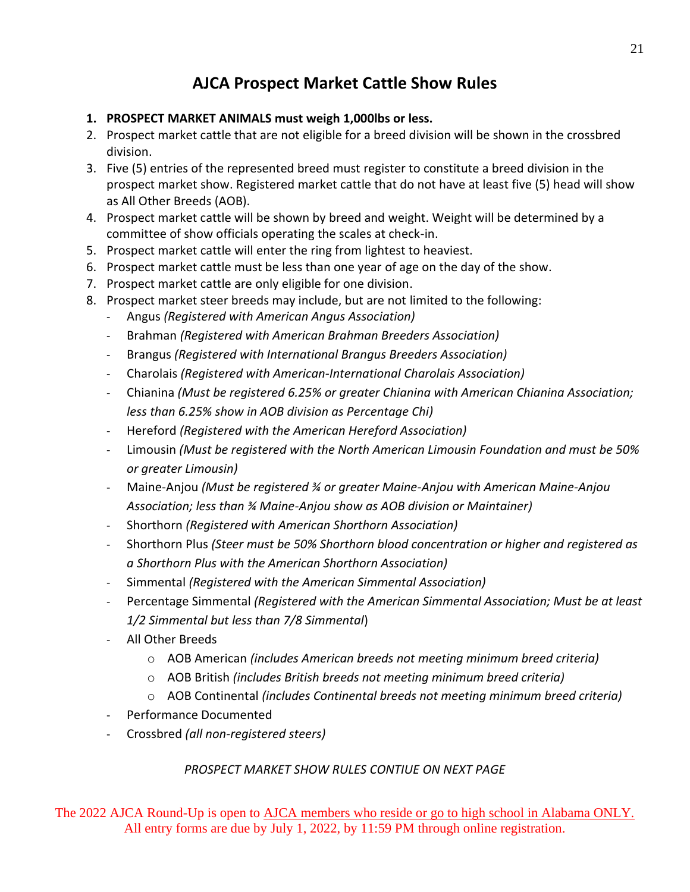# AJCA Prospect Market Cattle Show Rules

1. **PROSPECT MARKET ANIMALS must weigh 1,000lbs or less.**
2. Prospect market cattle that are not eligible for a breed division will be shown in the crossbred division.
3. Five (5) entries of the represented breed must register to constitute a breed division in the prospect market show. Registered market cattle that do not have at least five (5) head will show as All Other Breeds (AOB).
4. Prospect market cattle will be shown by breed and weight. Weight will be determined by a committee of show officials operating the scales at check-in.
5. Prospect market cattle will enter the ring from lightest to heaviest.
6. Prospect market cattle must be less than one year of age on the day of the show.
7. Prospect market cattle are only eligible for one division.
8. Prospect market steer breeds may include, but are not limited to the following:
   - Angus *(Registered with American Angus Association)*
   - Brahman *(Registered with American Brahman Breeders Association)*
   - Brangus *(Registered with International Brangus Breeders Association)*
   - Charolais *(Registered with American-International Charolais Association)*
   - Chianina *(Must be registered 6.25% or greater Chianina with American Chianina Association; less than 6.25% show in AOB division as Percentage Chi)*
   - Hereford *(Registered with the American Hereford Association)*
   - Limousin *(Must be registered with the North American Limousin Foundation and must be 50% or greater Limousin)*
   - Maine-Anjou *(Must be registered ¾ or greater Maine-Anjou with American Maine-Anjou Association; less than ¾ Maine-Anjou show as AOB division or Maintainer)*
   - Shorthorn *(Registered with American Shorthorn Association)*
   - Shorthorn Plus *(Steer must be 50% Shorthorn blood concentration or higher and registered as a Shorthorn Plus with the American Shorthorn Association)*
   - Simmental *(Registered with the American Simmental Association)*
   - Percentage Simmental *(Registered with the American Simmental Association; Must be at least 1/2 Simmental but less than 7/8 Simmental)*
   - All Other Breeds
     - AOB American *(includes American breeds not meeting minimum breed criteria)*
     - AOB British *(includes British breeds not meeting minimum breed criteria)*
     - AOB Continental *(includes Continental breeds not meeting minimum breed criteria)*
   - Performance Documented
   - Crossbred *(all non-registered steers)*

*PROSPECT MARKET SHOW RULES CONTIUE ON NEXT PAGE*

The 2022 AJCA Round-Up is open to AJCA members who reside or go to high school in Alabama ONLY.
All entry forms are due by July 1, 2022, by 11:59 PM through online registration.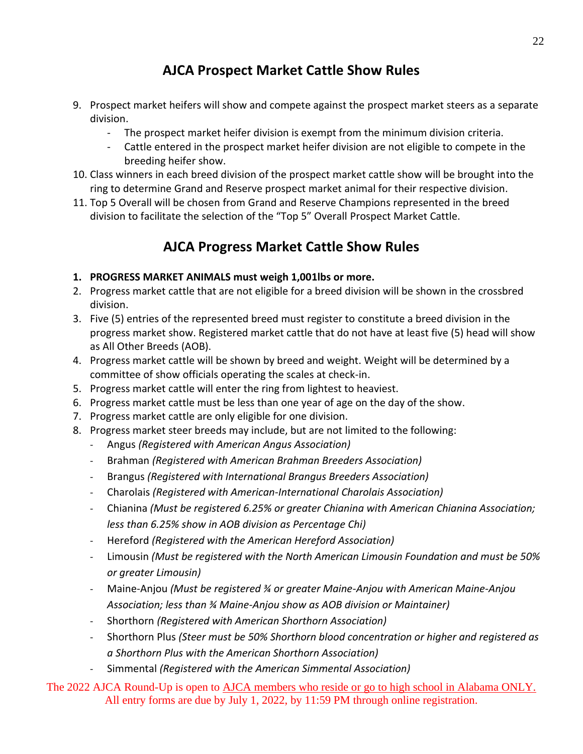## AJCA Prospect Market Cattle Show Rules

9. Prospect market heifers will show and compete against the prospect market steers as a separate division.
    - The prospect market heifer division is exempt from the minimum division criteria.
    - Cattle entered in the prospect market heifer division are not eligible to compete in the breeding heifer show.
10. Class winners in each breed division of the prospect market cattle show will be brought into the ring to determine Grand and Reserve prospect market animal for their respective division.
11. Top 5 Overall will be chosen from Grand and Reserve Champions represented in the breed division to facilitate the selection of the "Top 5" Overall Prospect Market Cattle.

## AJCA Progress Market Cattle Show Rules

1. **PROGRESS MARKET ANIMALS must weigh 1,001lbs or more.**
2. Progress market cattle that are not eligible for a breed division will be shown in the crossbred division.
3. Five (5) entries of the represented breed must register to constitute a breed division in the progress market show. Registered market cattle that do not have at least five (5) head will show as All Other Breeds (AOB).
4. Progress market cattle will be shown by breed and weight. Weight will be determined by a committee of show officials operating the scales at check-in.
5. Progress market cattle will enter the ring from lightest to heaviest.
6. Progress market cattle must be less than one year of age on the day of the show.
7. Progress market cattle are only eligible for one division.
8. Progress market steer breeds may include, but are not limited to the following:
    - Angus *(Registered with American Angus Association)*
    - Brahman *(Registered with American Brahman Breeders Association)*
    - Brangus *(Registered with International Brangus Breeders Association)*
    - Charolais *(Registered with American-International Charolais Association)*
    - Chianina *(Must be registered 6.25% or greater Chianina with American Chianina Association; less than 6.25% show in AOB division as Percentage Chi)*
    - Hereford *(Registered with the American Hereford Association)*
    - Limousin *(Must be registered with the North American Limousin Foundation and must be 50% or greater Limousin)*
    - Maine-Anjou *(Must be registered ¾ or greater Maine-Anjou with American Maine-Anjou Association; less than ¾ Maine-Anjou show as AOB division or Maintainer)*
    - Shorthorn *(Registered with American Shorthorn Association)*
    - Shorthorn Plus *(Steer must be 50% Shorthorn blood concentration or higher and registered as a Shorthorn Plus with the American Shorthorn Association)*
    - Simmental *(Registered with the American Simmental Association)*

The 2022 AJCA Round-Up is open to AJCA members who reside or go to high school in Alabama ONLY. All entry forms are due by July 1, 2022, by 11:59 PM through online registration.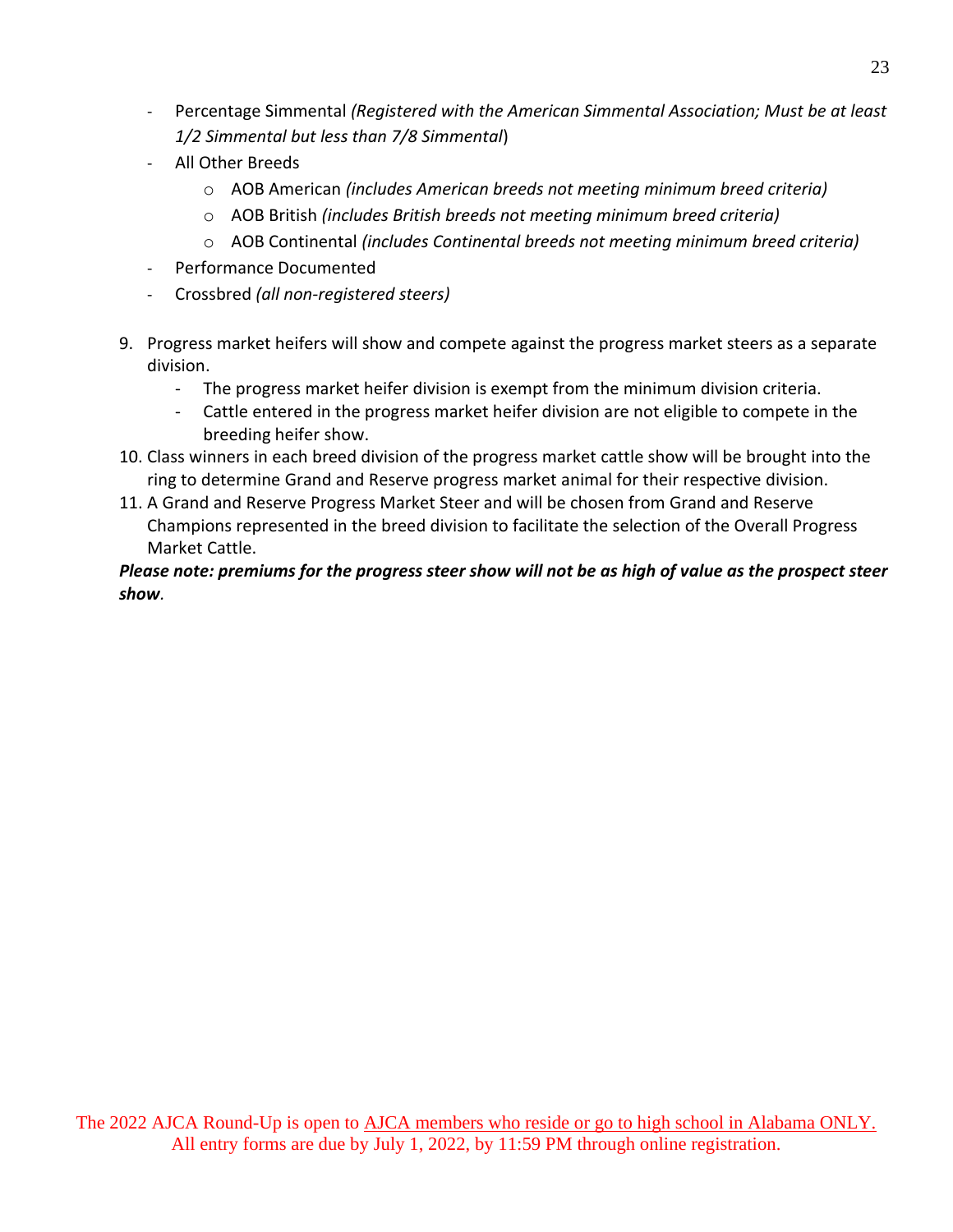- Percentage Simmental *(Registered with the American Simmental Association; Must be at least 1/2 Simmental but less than 7/8 Simmental*)
- All Other Breeds
  - AOB American *(includes American breeds not meeting minimum breed criteria)*
  - AOB British *(includes British breeds not meeting minimum breed criteria)*
  - AOB Continental *(includes Continental breeds not meeting minimum breed criteria)*
- Performance Documented
- Crossbred *(all non-registered steers)*

9. Progress market heifers will show and compete against the progress market steers as a separate division.
   - The progress market heifer division is exempt from the minimum division criteria.
   - Cattle entered in the progress market heifer division are not eligible to compete in the breeding heifer show.
10. Class winners in each breed division of the progress market cattle show will be brought into the ring to determine Grand and Reserve progress market animal for their respective division.
11. A Grand and Reserve Progress Market Steer and will be chosen from Grand and Reserve Champions represented in the breed division to facilitate the selection of the Overall Progress Market Cattle.

***Please note: premiums for the progress steer show will not be as high of value as the prospect steer show*.**

The 2022 AJCA Round-Up is open to AJCA members who reside or go to high school in Alabama ONLY.
All entry forms are due by July 1, 2022, by 11:59 PM through online registration.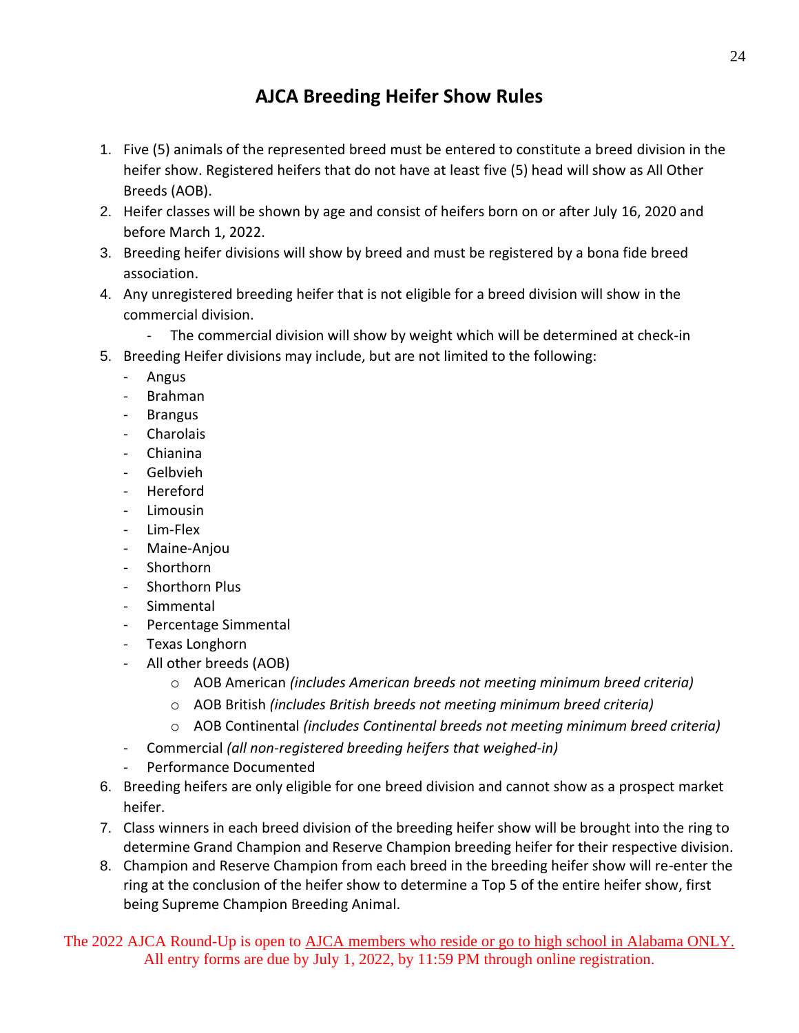# AJCA Breeding Heifer Show Rules

1. Five (5) animals of the represented breed must be entered to constitute a breed division in the heifer show. Registered heifers that do not have at least five (5) head will show as All Other Breeds (AOB).
2. Heifer classes will be shown by age and consist of heifers born on or after July 16, 2020 and before March 1, 2022.
3. Breeding heifer divisions will show by breed and must be registered by a bona fide breed association.
4. Any unregistered breeding heifer that is not eligible for a breed division will show in the commercial division.
    - The commercial division will show by weight which will be determined at check-in
5. Breeding Heifer divisions may include, but are not limited to the following:
    - Angus
    - Brahman
    - Brangus
    - Charolais
    - Chianina
    - Gelbvieh
    - Hereford
    - Limousin
    - Lim-Flex
    - Maine-Anjou
    - Shorthorn
    - Shorthorn Plus
    - Simmental
    - Percentage Simmental
    - Texas Longhorn
    - All other breeds (AOB)
        - AOB American *(includes American breeds not meeting minimum breed criteria)*
        - AOB British *(includes British breeds not meeting minimum breed criteria)*
        - AOB Continental *(includes Continental breeds not meeting minimum breed criteria)*
    - Commercial *(all non-registered breeding heifers that weighed-in)*
    - Performance Documented
6. Breeding heifers are only eligible for one breed division and cannot show as a prospect market heifer.
7. Class winners in each breed division of the breeding heifer show will be brought into the ring to determine Grand Champion and Reserve Champion breeding heifer for their respective division.
8. Champion and Reserve Champion from each breed in the breeding heifer show will re-enter the ring at the conclusion of the heifer show to determine a Top 5 of the entire heifer show, first being Supreme Champion Breeding Animal.

The 2022 AJCA Round-Up is open to AJCA members who reside or go to high school in Alabama ONLY. All entry forms are due by July 1, 2022, by 11:59 PM through online registration.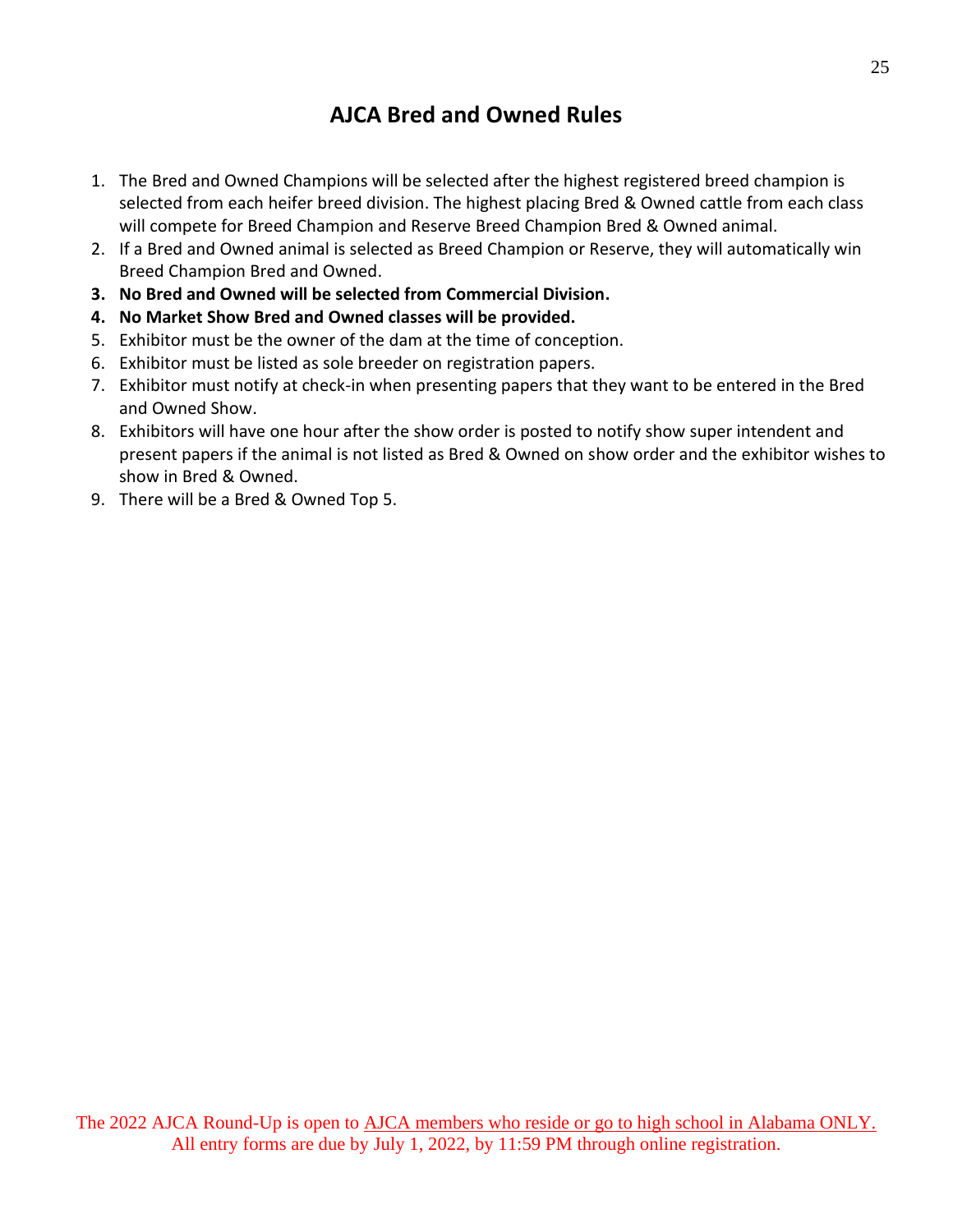# AJCA Bred and Owned Rules

1. The Bred and Owned Champions will be selected after the highest registered breed champion is selected from each heifer breed division. The highest placing Bred & Owned cattle from each class will compete for Breed Champion and Reserve Breed Champion Bred & Owned animal.
2. If a Bred and Owned animal is selected as Breed Champion or Reserve, they will automatically win Breed Champion Bred and Owned.
3. **No Bred and Owned will be selected from Commercial Division.**
4. **No Market Show Bred and Owned classes will be provided.**
5. Exhibitor must be the owner of the dam at the time of conception.
6. Exhibitor must be listed as sole breeder on registration papers.
7. Exhibitor must notify at check-in when presenting papers that they want to be entered in the Bred and Owned Show.
8. Exhibitors will have one hour after the show order is posted to notify show super intendent and present papers if the animal is not listed as Bred & Owned on show order and the exhibitor wishes to show in Bred & Owned.
9. There will be a Bred & Owned Top 5.

The 2022 AJCA Round-Up is open to AJCA members who reside or go to high school in Alabama ONLY.
All entry forms are due by July 1, 2022, by 11:59 PM through online registration.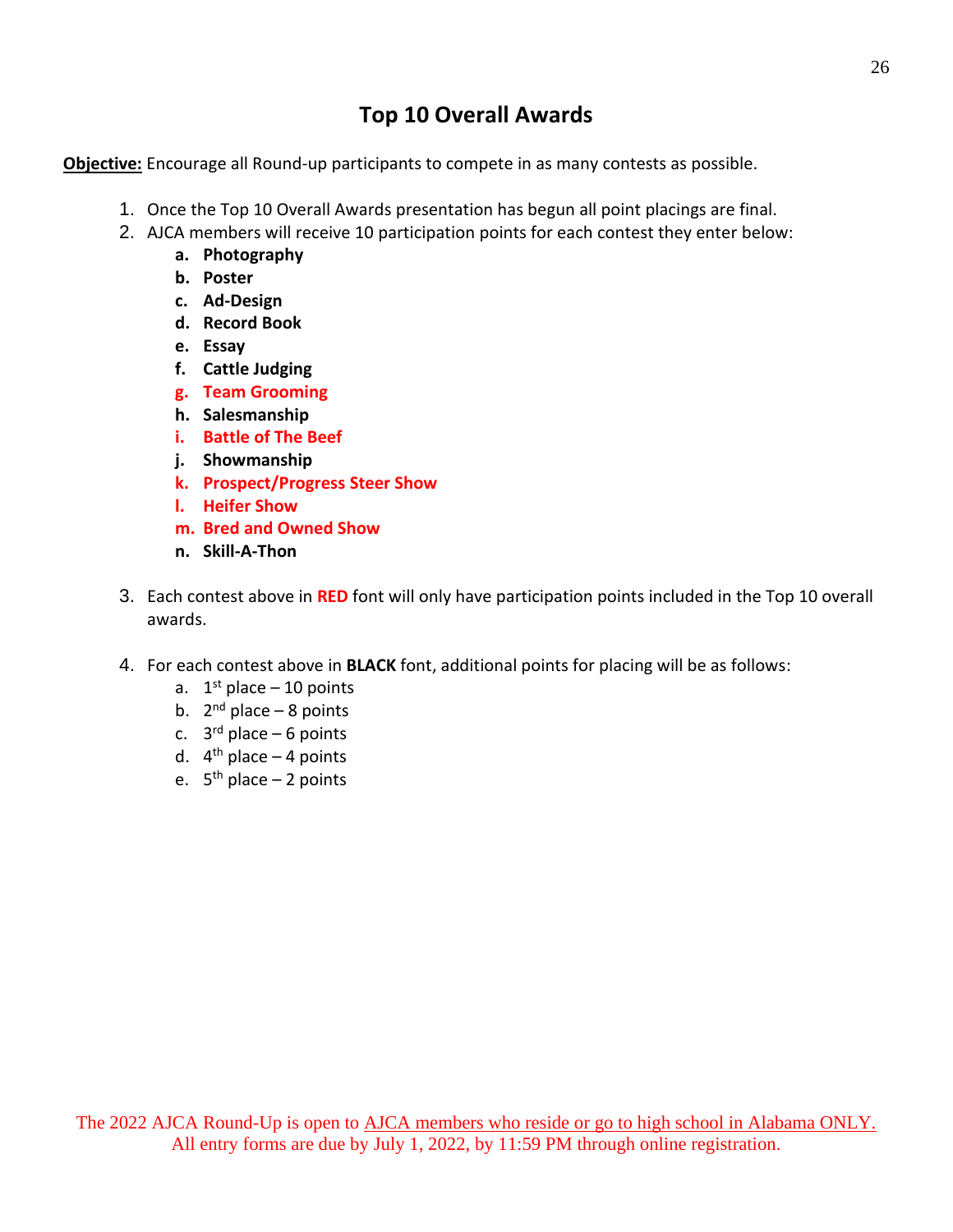# Top 10 Overall Awards

**Objective:** Encourage all Round-up participants to compete in as many contests as possible.

1. Once the Top 10 Overall Awards presentation has begun all point placings are final.
2. AJCA members will receive 10 participation points for each contest they enter below:
    a. **Photography**
    b. **Poster**
    c. **Ad-Design**
    d. **Record Book**
    e. **Essay**
    f. **Cattle Judging**
    g. **Team Grooming**
    h. **Salesmanship**
    i. **Battle of The Beef**
    j. **Showmanship**
    k. **Prospect/Progress Steer Show**
    l. **Heifer Show**
    m. **Bred and Owned Show**
    n. **Skill-A-Thon**
3. Each contest above in **RED** font will only have participation points included in the Top 10 overall awards.
4. For each contest above in **BLACK** font, additional points for placing will be as follows:
    a. 1st place – 10 points
    b. 2nd place – 8 points
    c. 3rd place – 6 points
    d. 4th place – 4 points
    e. 5th place – 2 points

The 2022 AJCA Round-Up is open to AJCA members who reside or go to high school in Alabama ONLY.
All entry forms are due by July 1, 2022, by 11:59 PM through online registration.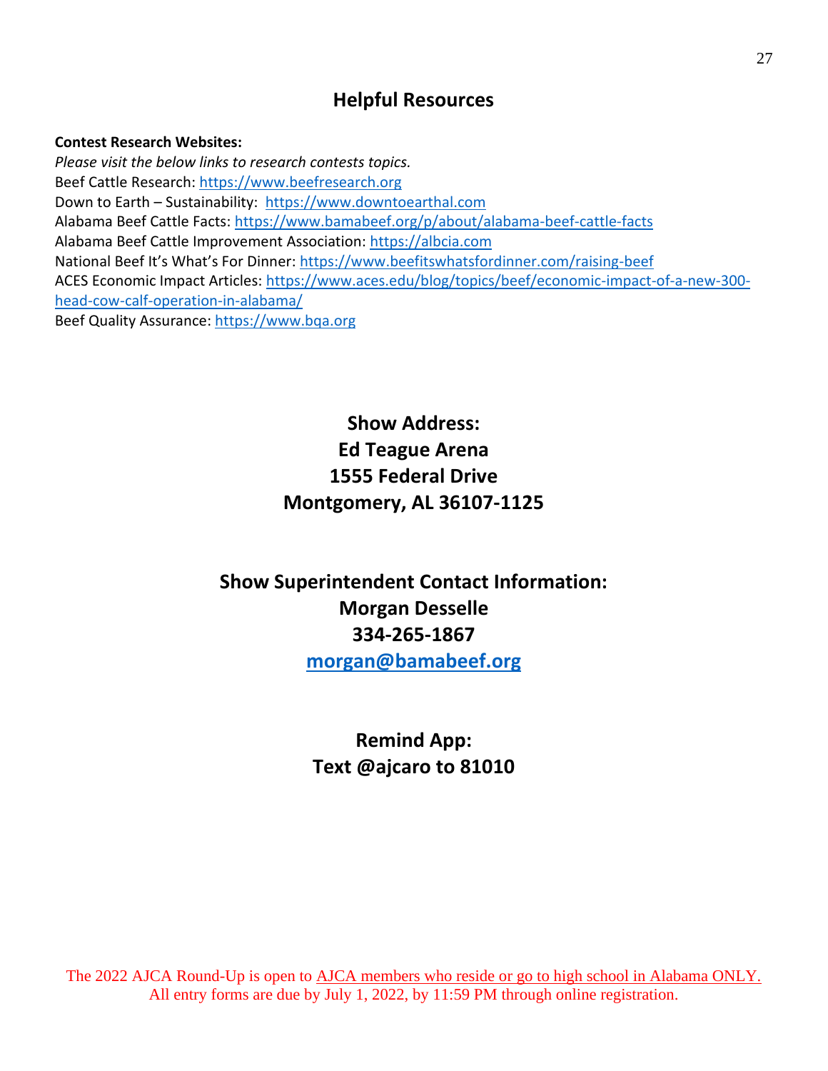## Helpful Resources

**Contest Research Websites:**

*Please visit the below links to research contests topics.*

Beef Cattle Research: https://www.beefresearch.org
Down to Earth – Sustainability: https://www.downtoearthal.com
Alabama Beef Cattle Facts: https://www.bamabeef.org/p/about/alabama-beef-cattle-facts
Alabama Beef Cattle Improvement Association: https://albcia.com
National Beef It's What's For Dinner: https://www.beefitswhatsfordinner.com/raising-beef
ACES Economic Impact Articles: https://www.aces.edu/blog/topics/beef/economic-impact-of-a-new-300-head-cow-calf-operation-in-alabama/
Beef Quality Assurance: https://www.bqa.org

**Show Address:**
**Ed Teague Arena**
**1555 Federal Drive**
**Montgomery, AL 36107-1125**

**Show Superintendent Contact Information:**
**Morgan Desselle**
**334-265-1867**
**morgan@bamabeef.org**

**Remind App:**
**Text @ajcaro to 81010**

The 2022 AJCA Round-Up is open to AJCA members who reside or go to high school in Alabama ONLY.
All entry forms are due by July 1, 2022, by 11:59 PM through online registration.